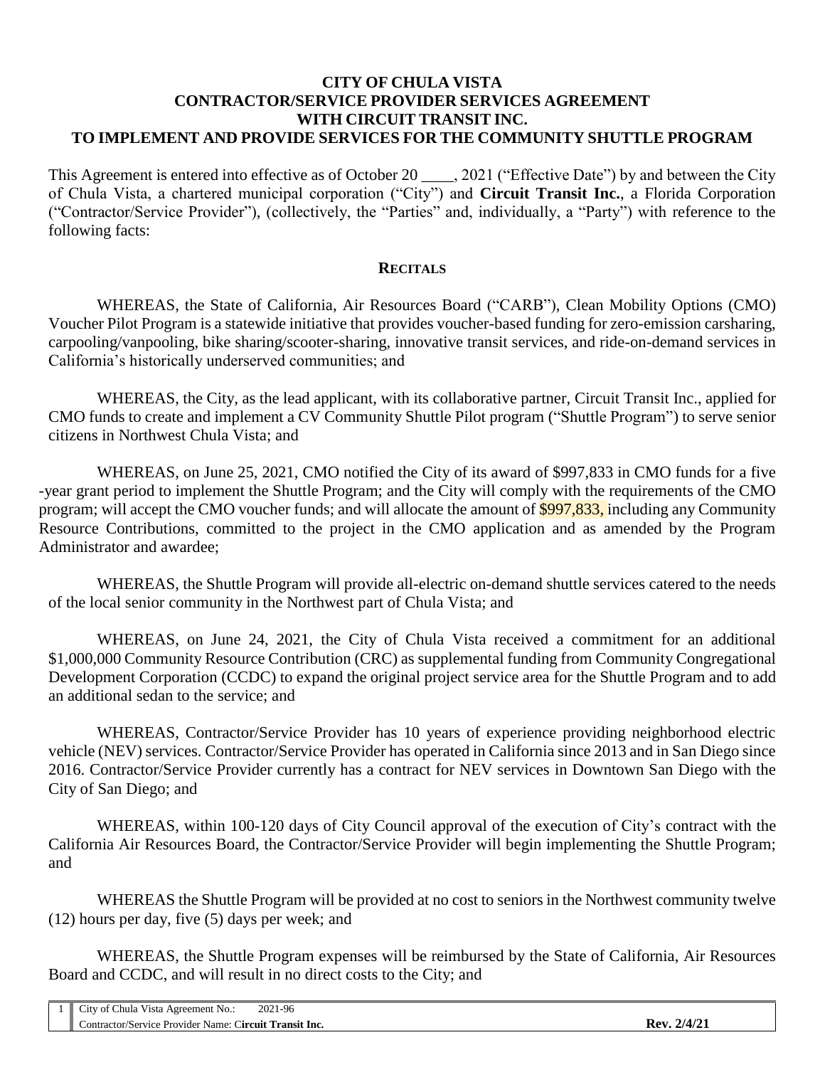# CITY OF CHULA VISTA
# CONTRACTOR/SERVICE PROVIDER SERVICES AGREEMENT
# WITH CIRCUIT TRANSIT INC.
# TO IMPLEMENT AND PROVIDE SERVICES FOR THE COMMUNITY SHUTTLE PROGRAM

This Agreement is entered into effective as of October 20 ____, 2021 ("Effective Date") by and between the City of Chula Vista, a chartered municipal corporation ("City") and **Circuit Transit Inc.**, a Florida Corporation ("Contractor/Service Provider"), (collectively, the "Parties" and, individually, a "Party") with reference to the following facts:

## RECITALS

WHEREAS, the State of California, Air Resources Board ("CARB"), Clean Mobility Options (CMO) Voucher Pilot Program is a statewide initiative that provides voucher-based funding for zero-emission carsharing, carpooling/vanpooling, bike sharing/scooter-sharing, innovative transit services, and ride-on-demand services in California's historically underserved communities; and

WHEREAS, the City, as the lead applicant, with its collaborative partner, Circuit Transit Inc., applied for CMO funds to create and implement a CV Community Shuttle Pilot program ("Shuttle Program") to serve senior citizens in Northwest Chula Vista; and

WHEREAS, on June 25, 2021, CMO notified the City of its award of $997,833 in CMO funds for a five -year grant period to implement the Shuttle Program; and the City will comply with the requirements of the CMO program; will accept the CMO voucher funds; and will allocate the amount of $997,833, including any Community Resource Contributions, committed to the project in the CMO application and as amended by the Program Administrator and awardee;

WHEREAS, the Shuttle Program will provide all-electric on-demand shuttle services catered to the needs of the local senior community in the Northwest part of Chula Vista; and

WHEREAS, on June 24, 2021, the City of Chula Vista received a commitment for an additional $1,000,000 Community Resource Contribution (CRC) as supplemental funding from Community Congregational Development Corporation (CCDC) to expand the original project service area for the Shuttle Program and to add an additional sedan to the service; and

WHEREAS, Contractor/Service Provider has 10 years of experience providing neighborhood electric vehicle (NEV) services. Contractor/Service Provider has operated in California since 2013 and in San Diego since 2016. Contractor/Service Provider currently has a contract for NEV services in Downtown San Diego with the City of San Diego; and

WHEREAS, within 100-120 days of City Council approval of the execution of City's contract with the California Air Resources Board, the Contractor/Service Provider will begin implementing the Shuttle Program; and

WHEREAS the Shuttle Program will be provided at no cost to seniors in the Northwest community twelve (12) hours per day, five (5) days per week; and

WHEREAS, the Shuttle Program expenses will be reimbursed by the State of California, Air Resources Board and CCDC, and will result in no direct costs to the City; and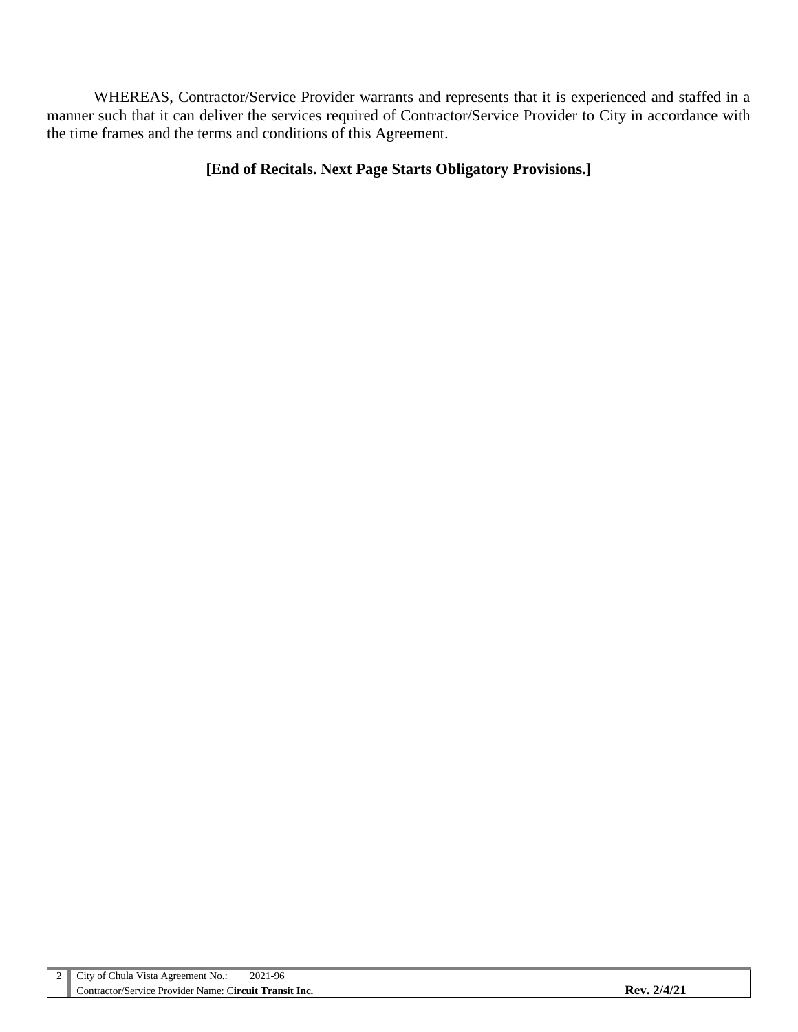WHEREAS, Contractor/Service Provider warrants and represents that it is experienced and staffed in a manner such that it can deliver the services required of Contractor/Service Provider to City in accordance with the time frames and the terms and conditions of this Agreement.

**[End of Recitals. Next Page Starts Obligatory Provisions.]**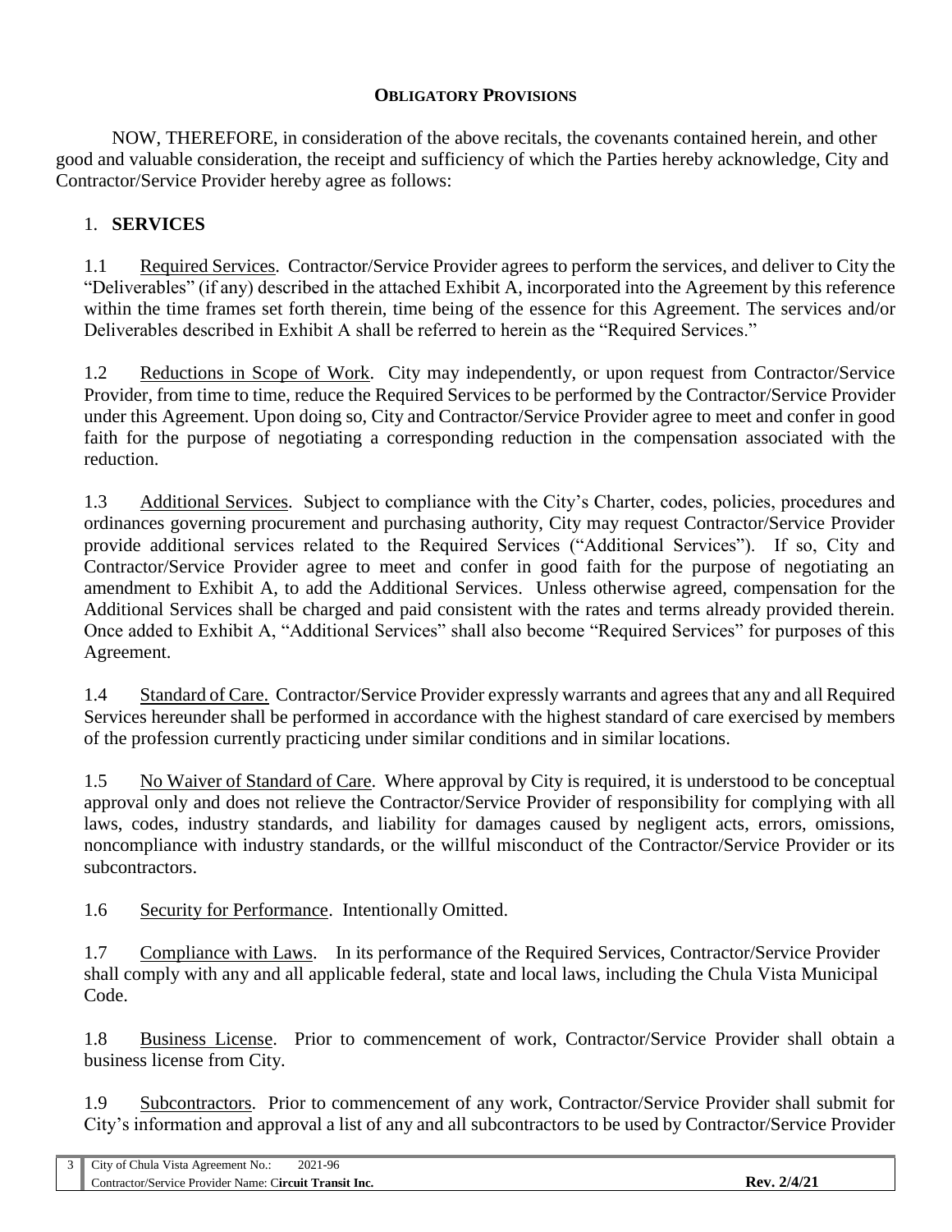**OBLIGATORY PROVISIONS**

NOW, THEREFORE, in consideration of the above recitals, the covenants contained herein, and other good and valuable consideration, the receipt and sufficiency of which the Parties hereby acknowledge, City and Contractor/Service Provider hereby agree as follows:

## 1. SERVICES

1.1 Required Services. Contractor/Service Provider agrees to perform the services, and deliver to City the "Deliverables" (if any) described in the attached Exhibit A, incorporated into the Agreement by this reference within the time frames set forth therein, time being of the essence for this Agreement. The services and/or Deliverables described in Exhibit A shall be referred to herein as the "Required Services."

1.2 Reductions in Scope of Work. City may independently, or upon request from Contractor/Service Provider, from time to time, reduce the Required Services to be performed by the Contractor/Service Provider under this Agreement. Upon doing so, City and Contractor/Service Provider agree to meet and confer in good faith for the purpose of negotiating a corresponding reduction in the compensation associated with the reduction.

1.3 Additional Services. Subject to compliance with the City's Charter, codes, policies, procedures and ordinances governing procurement and purchasing authority, City may request Contractor/Service Provider provide additional services related to the Required Services ("Additional Services"). If so, City and Contractor/Service Provider agree to meet and confer in good faith for the purpose of negotiating an amendment to Exhibit A, to add the Additional Services. Unless otherwise agreed, compensation for the Additional Services shall be charged and paid consistent with the rates and terms already provided therein. Once added to Exhibit A, "Additional Services" shall also become "Required Services" for purposes of this Agreement.

1.4 Standard of Care. Contractor/Service Provider expressly warrants and agrees that any and all Required Services hereunder shall be performed in accordance with the highest standard of care exercised by members of the profession currently practicing under similar conditions and in similar locations.

1.5 No Waiver of Standard of Care. Where approval by City is required, it is understood to be conceptual approval only and does not relieve the Contractor/Service Provider of responsibility for complying with all laws, codes, industry standards, and liability for damages caused by negligent acts, errors, omissions, noncompliance with industry standards, or the willful misconduct of the Contractor/Service Provider or its subcontractors.

1.6 Security for Performance. Intentionally Omitted.

1.7 Compliance with Laws. In its performance of the Required Services, Contractor/Service Provider shall comply with any and all applicable federal, state and local laws, including the Chula Vista Municipal Code.

1.8 Business License. Prior to commencement of work, Contractor/Service Provider shall obtain a business license from City.

1.9 Subcontractors. Prior to commencement of any work, Contractor/Service Provider shall submit for City's information and approval a list of any and all subcontractors to be used by Contractor/Service Provider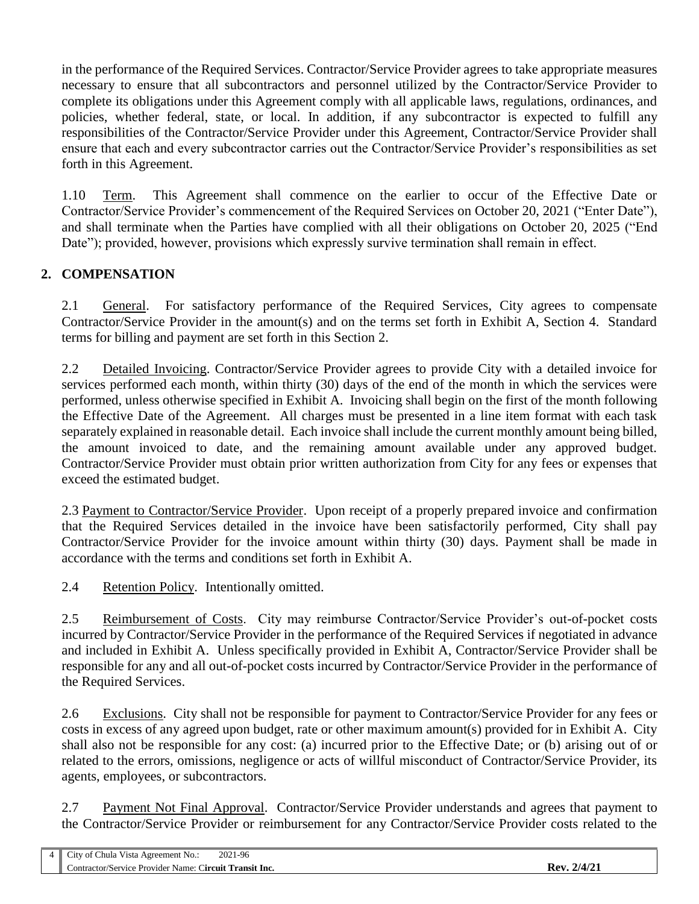in the performance of the Required Services. Contractor/Service Provider agrees to take appropriate measures necessary to ensure that all subcontractors and personnel utilized by the Contractor/Service Provider to complete its obligations under this Agreement comply with all applicable laws, regulations, ordinances, and policies, whether federal, state, or local. In addition, if any subcontractor is expected to fulfill any responsibilities of the Contractor/Service Provider under this Agreement, Contractor/Service Provider shall ensure that each and every subcontractor carries out the Contractor/Service Provider's responsibilities as set forth in this Agreement.

1.10 Term. This Agreement shall commence on the earlier to occur of the Effective Date or Contractor/Service Provider's commencement of the Required Services on October 20, 2021 ("Enter Date"), and shall terminate when the Parties have complied with all their obligations on October 20, 2025 ("End Date"); provided, however, provisions which expressly survive termination shall remain in effect.

## 2. COMPENSATION

2.1 General. For satisfactory performance of the Required Services, City agrees to compensate Contractor/Service Provider in the amount(s) and on the terms set forth in Exhibit A, Section 4. Standard terms for billing and payment are set forth in this Section 2.

2.2 Detailed Invoicing. Contractor/Service Provider agrees to provide City with a detailed invoice for services performed each month, within thirty (30) days of the end of the month in which the services were performed, unless otherwise specified in Exhibit A. Invoicing shall begin on the first of the month following the Effective Date of the Agreement. All charges must be presented in a line item format with each task separately explained in reasonable detail. Each invoice shall include the current monthly amount being billed, the amount invoiced to date, and the remaining amount available under any approved budget. Contractor/Service Provider must obtain prior written authorization from City for any fees or expenses that exceed the estimated budget.

2.3 Payment to Contractor/Service Provider. Upon receipt of a properly prepared invoice and confirmation that the Required Services detailed in the invoice have been satisfactorily performed, City shall pay Contractor/Service Provider for the invoice amount within thirty (30) days. Payment shall be made in accordance with the terms and conditions set forth in Exhibit A.

2.4 Retention Policy. Intentionally omitted.

2.5 Reimbursement of Costs. City may reimburse Contractor/Service Provider's out-of-pocket costs incurred by Contractor/Service Provider in the performance of the Required Services if negotiated in advance and included in Exhibit A. Unless specifically provided in Exhibit A, Contractor/Service Provider shall be responsible for any and all out-of-pocket costs incurred by Contractor/Service Provider in the performance of the Required Services.

2.6 Exclusions. City shall not be responsible for payment to Contractor/Service Provider for any fees or costs in excess of any agreed upon budget, rate or other maximum amount(s) provided for in Exhibit A. City shall also not be responsible for any cost: (a) incurred prior to the Effective Date; or (b) arising out of or related to the errors, omissions, negligence or acts of willful misconduct of Contractor/Service Provider, its agents, employees, or subcontractors.

2.7 Payment Not Final Approval. Contractor/Service Provider understands and agrees that payment to the Contractor/Service Provider or reimbursement for any Contractor/Service Provider costs related to the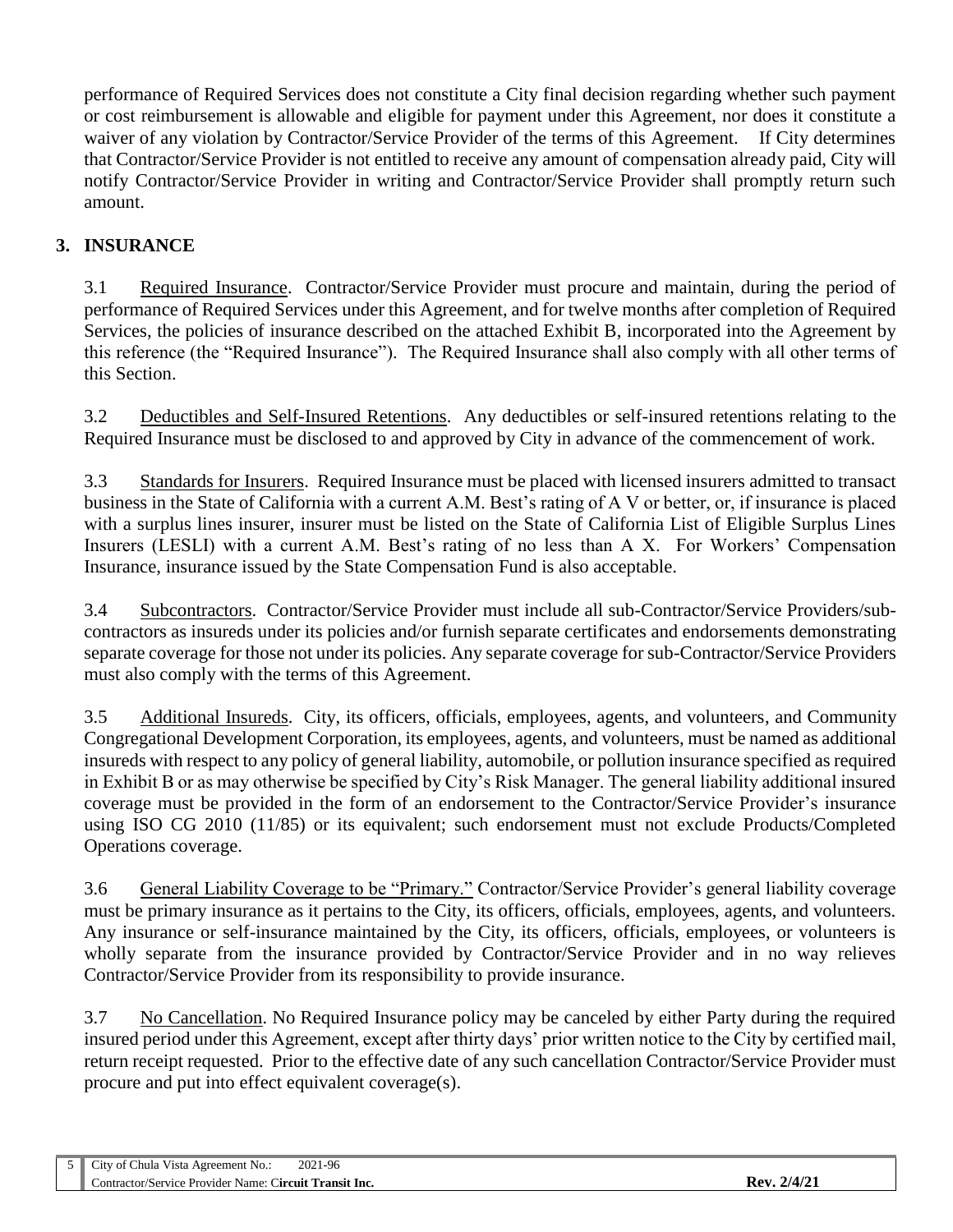performance of Required Services does not constitute a City final decision regarding whether such payment or cost reimbursement is allowable and eligible for payment under this Agreement, nor does it constitute a waiver of any violation by Contractor/Service Provider of the terms of this Agreement. If City determines that Contractor/Service Provider is not entitled to receive any amount of compensation already paid, City will notify Contractor/Service Provider in writing and Contractor/Service Provider shall promptly return such amount.

## 3. INSURANCE

3.1 Required Insurance. Contractor/Service Provider must procure and maintain, during the period of performance of Required Services under this Agreement, and for twelve months after completion of Required Services, the policies of insurance described on the attached Exhibit B, incorporated into the Agreement by this reference (the "Required Insurance"). The Required Insurance shall also comply with all other terms of this Section.

3.2 Deductibles and Self-Insured Retentions. Any deductibles or self-insured retentions relating to the Required Insurance must be disclosed to and approved by City in advance of the commencement of work.

3.3 Standards for Insurers. Required Insurance must be placed with licensed insurers admitted to transact business in the State of California with a current A.M. Best's rating of A V or better, or, if insurance is placed with a surplus lines insurer, insurer must be listed on the State of California List of Eligible Surplus Lines Insurers (LESLI) with a current A.M. Best's rating of no less than A X. For Workers' Compensation Insurance, insurance issued by the State Compensation Fund is also acceptable.

3.4 Subcontractors. Contractor/Service Provider must include all sub-Contractor/Service Providers/sub-contractors as insureds under its policies and/or furnish separate certificates and endorsements demonstrating separate coverage for those not under its policies. Any separate coverage for sub-Contractor/Service Providers must also comply with the terms of this Agreement.

3.5 Additional Insureds. City, its officers, officials, employees, agents, and volunteers, and Community Congregational Development Corporation, its employees, agents, and volunteers, must be named as additional insureds with respect to any policy of general liability, automobile, or pollution insurance specified as required in Exhibit B or as may otherwise be specified by City's Risk Manager. The general liability additional insured coverage must be provided in the form of an endorsement to the Contractor/Service Provider's insurance using ISO CG 2010 (11/85) or its equivalent; such endorsement must not exclude Products/Completed Operations coverage.

3.6 General Liability Coverage to be "Primary." Contractor/Service Provider's general liability coverage must be primary insurance as it pertains to the City, its officers, officials, employees, agents, and volunteers. Any insurance or self-insurance maintained by the City, its officers, officials, employees, or volunteers is wholly separate from the insurance provided by Contractor/Service Provider and in no way relieves Contractor/Service Provider from its responsibility to provide insurance.

3.7 No Cancellation. No Required Insurance policy may be canceled by either Party during the required insured period under this Agreement, except after thirty days' prior written notice to the City by certified mail, return receipt requested. Prior to the effective date of any such cancellation Contractor/Service Provider must procure and put into effect equivalent coverage(s).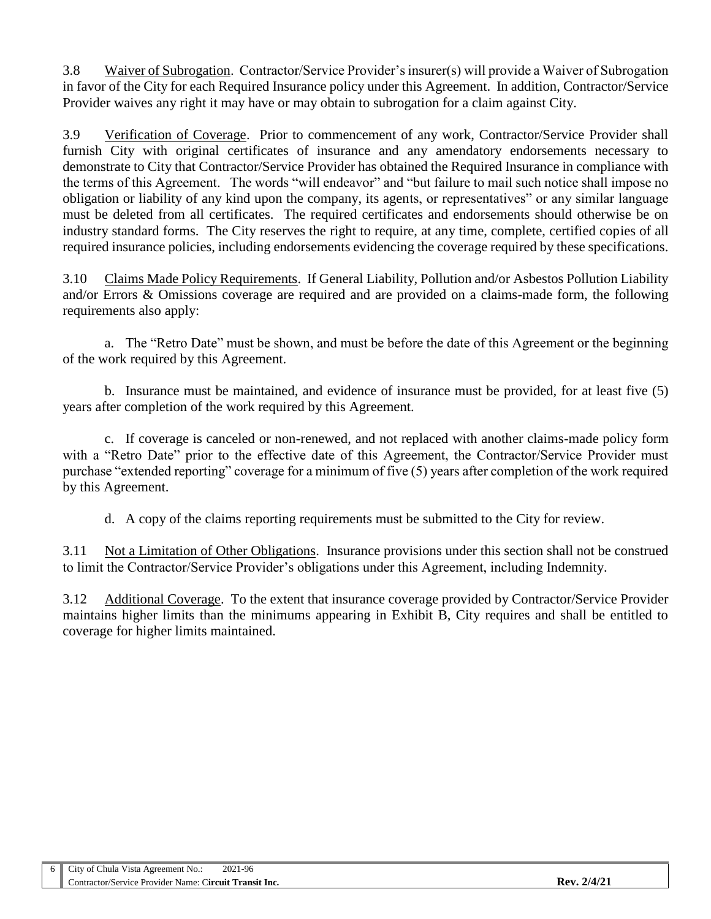3.8 Waiver of Subrogation. Contractor/Service Provider's insurer(s) will provide a Waiver of Subrogation in favor of the City for each Required Insurance policy under this Agreement. In addition, Contractor/Service Provider waives any right it may have or may obtain to subrogation for a claim against City.

3.9 Verification of Coverage. Prior to commencement of any work, Contractor/Service Provider shall furnish City with original certificates of insurance and any amendatory endorsements necessary to demonstrate to City that Contractor/Service Provider has obtained the Required Insurance in compliance with the terms of this Agreement. The words "will endeavor" and "but failure to mail such notice shall impose no obligation or liability of any kind upon the company, its agents, or representatives" or any similar language must be deleted from all certificates. The required certificates and endorsements should otherwise be on industry standard forms. The City reserves the right to require, at any time, complete, certified copies of all required insurance policies, including endorsements evidencing the coverage required by these specifications.

3.10 Claims Made Policy Requirements. If General Liability, Pollution and/or Asbestos Pollution Liability and/or Errors & Omissions coverage are required and are provided on a claims-made form, the following requirements also apply:

a. The "Retro Date" must be shown, and must be before the date of this Agreement or the beginning of the work required by this Agreement.

b. Insurance must be maintained, and evidence of insurance must be provided, for at least five (5) years after completion of the work required by this Agreement.

c. If coverage is canceled or non-renewed, and not replaced with another claims-made policy form with a "Retro Date" prior to the effective date of this Agreement, the Contractor/Service Provider must purchase "extended reporting" coverage for a minimum of five (5) years after completion of the work required by this Agreement.

d. A copy of the claims reporting requirements must be submitted to the City for review.

3.11 Not a Limitation of Other Obligations. Insurance provisions under this section shall not be construed to limit the Contractor/Service Provider's obligations under this Agreement, including Indemnity.

3.12 Additional Coverage. To the extent that insurance coverage provided by Contractor/Service Provider maintains higher limits than the minimums appearing in Exhibit B, City requires and shall be entitled to coverage for higher limits maintained.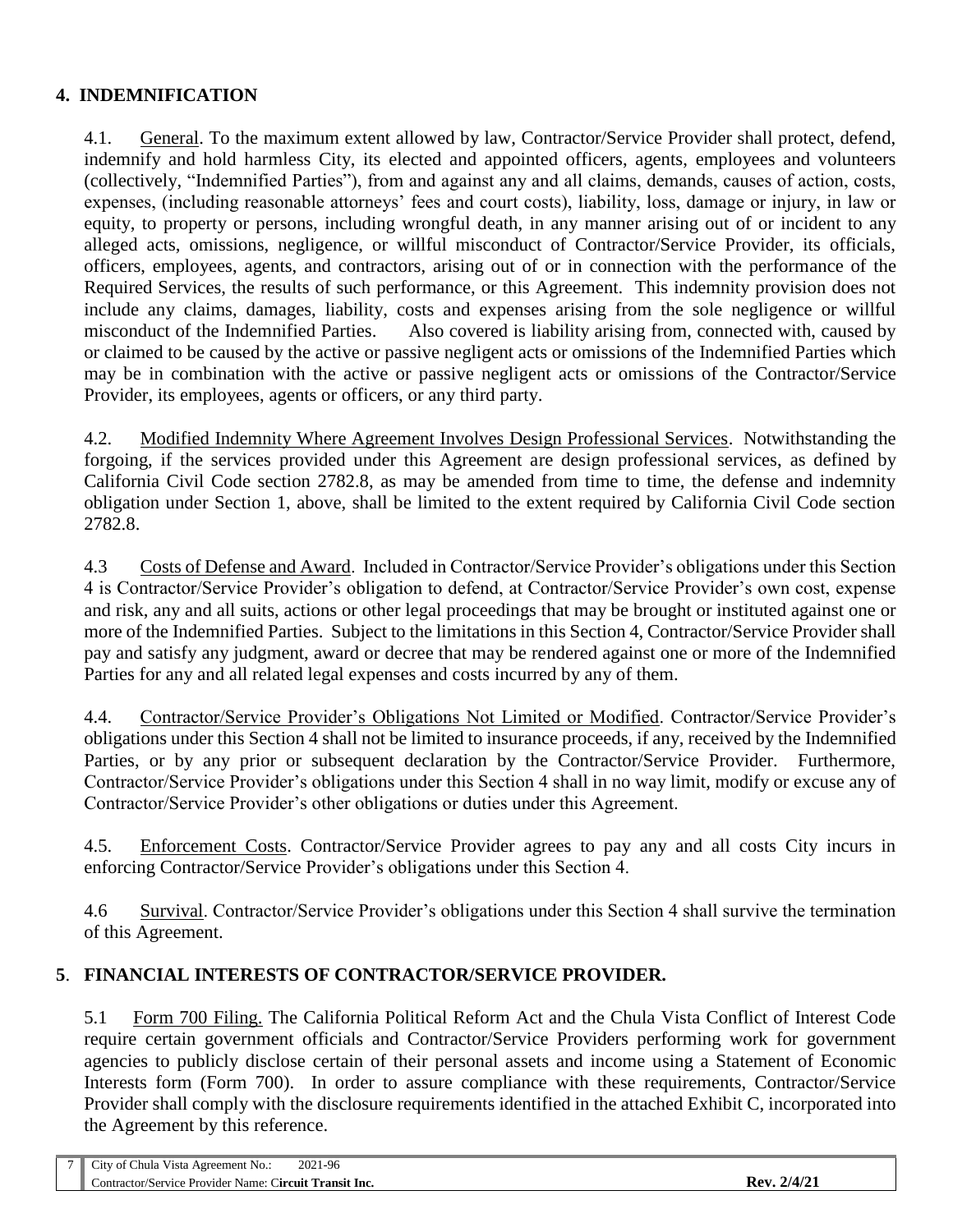## 4. INDEMNIFICATION

4.1. General. To the maximum extent allowed by law, Contractor/Service Provider shall protect, defend, indemnify and hold harmless City, its elected and appointed officers, agents, employees and volunteers (collectively, "Indemnified Parties"), from and against any and all claims, demands, causes of action, costs, expenses, (including reasonable attorneys' fees and court costs), liability, loss, damage or injury, in law or equity, to property or persons, including wrongful death, in any manner arising out of or incident to any alleged acts, omissions, negligence, or willful misconduct of Contractor/Service Provider, its officials, officers, employees, agents, and contractors, arising out of or in connection with the performance of the Required Services, the results of such performance, or this Agreement. This indemnity provision does not include any claims, damages, liability, costs and expenses arising from the sole negligence or willful misconduct of the Indemnified Parties. Also covered is liability arising from, connected with, caused by or claimed to be caused by the active or passive negligent acts or omissions of the Indemnified Parties which may be in combination with the active or passive negligent acts or omissions of the Contractor/Service Provider, its employees, agents or officers, or any third party.

4.2. Modified Indemnity Where Agreement Involves Design Professional Services. Notwithstanding the forgoing, if the services provided under this Agreement are design professional services, as defined by California Civil Code section 2782.8, as may be amended from time to time, the defense and indemnity obligation under Section 1, above, shall be limited to the extent required by California Civil Code section 2782.8.

4.3 Costs of Defense and Award. Included in Contractor/Service Provider's obligations under this Section 4 is Contractor/Service Provider's obligation to defend, at Contractor/Service Provider's own cost, expense and risk, any and all suits, actions or other legal proceedings that may be brought or instituted against one or more of the Indemnified Parties. Subject to the limitations in this Section 4, Contractor/Service Provider shall pay and satisfy any judgment, award or decree that may be rendered against one or more of the Indemnified Parties for any and all related legal expenses and costs incurred by any of them.

4.4. Contractor/Service Provider's Obligations Not Limited or Modified. Contractor/Service Provider's obligations under this Section 4 shall not be limited to insurance proceeds, if any, received by the Indemnified Parties, or by any prior or subsequent declaration by the Contractor/Service Provider. Furthermore, Contractor/Service Provider's obligations under this Section 4 shall in no way limit, modify or excuse any of Contractor/Service Provider's other obligations or duties under this Agreement.

4.5. Enforcement Costs. Contractor/Service Provider agrees to pay any and all costs City incurs in enforcing Contractor/Service Provider's obligations under this Section 4.

4.6 Survival. Contractor/Service Provider's obligations under this Section 4 shall survive the termination of this Agreement.

## 5. FINANCIAL INTERESTS OF CONTRACTOR/SERVICE PROVIDER.

5.1 Form 700 Filing. The California Political Reform Act and the Chula Vista Conflict of Interest Code require certain government officials and Contractor/Service Providers performing work for government agencies to publicly disclose certain of their personal assets and income using a Statement of Economic Interests form (Form 700). In order to assure compliance with these requirements, Contractor/Service Provider shall comply with the disclosure requirements identified in the attached Exhibit C, incorporated into the Agreement by this reference.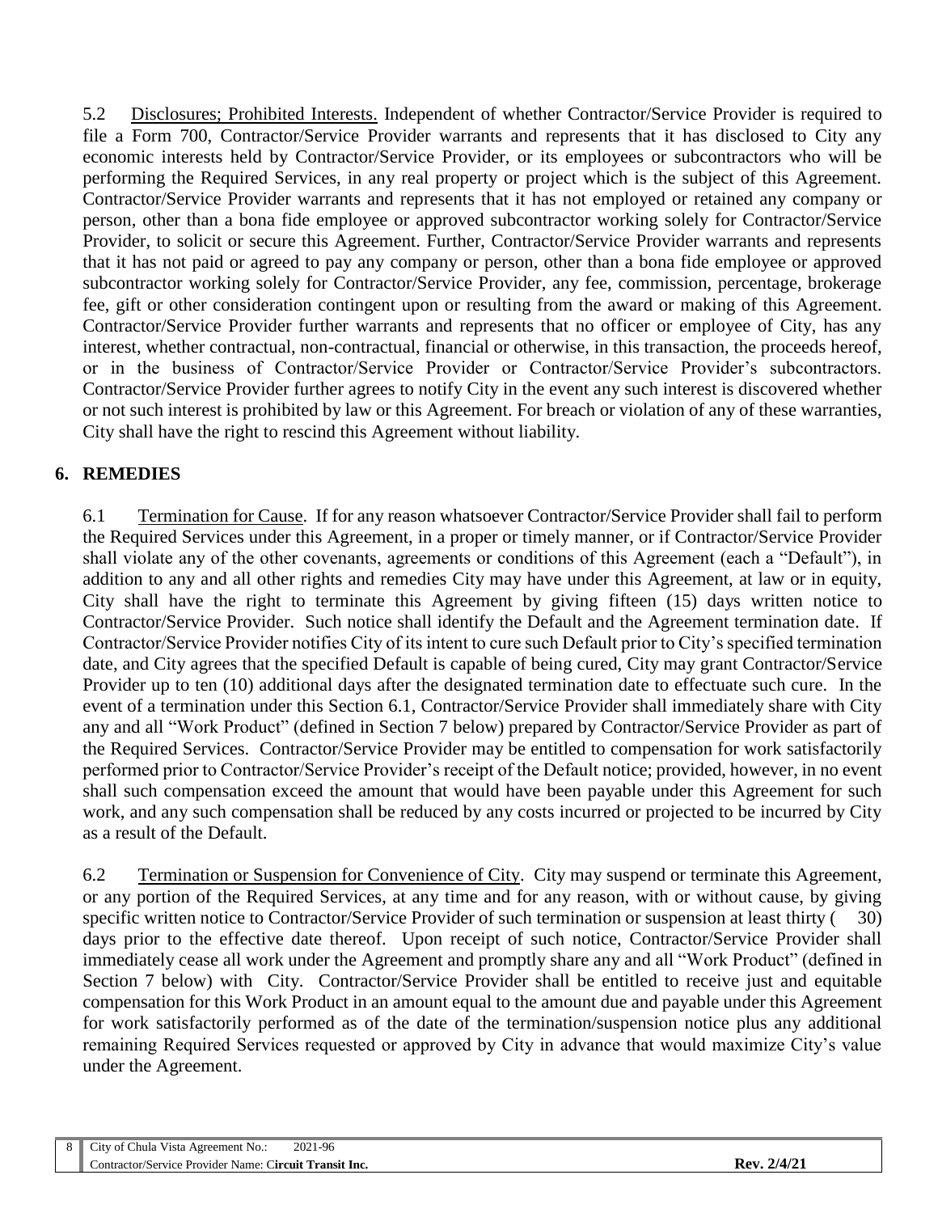5.2 Disclosures; Prohibited Interests. Independent of whether Contractor/Service Provider is required to file a Form 700, Contractor/Service Provider warrants and represents that it has disclosed to City any economic interests held by Contractor/Service Provider, or its employees or subcontractors who will be performing the Required Services, in any real property or project which is the subject of this Agreement. Contractor/Service Provider warrants and represents that it has not employed or retained any company or person, other than a bona fide employee or approved subcontractor working solely for Contractor/Service Provider, to solicit or secure this Agreement. Further, Contractor/Service Provider warrants and represents that it has not paid or agreed to pay any company or person, other than a bona fide employee or approved subcontractor working solely for Contractor/Service Provider, any fee, commission, percentage, brokerage fee, gift or other consideration contingent upon or resulting from the award or making of this Agreement. Contractor/Service Provider further warrants and represents that no officer or employee of City, has any interest, whether contractual, non-contractual, financial or otherwise, in this transaction, the proceeds hereof, or in the business of Contractor/Service Provider or Contractor/Service Provider's subcontractors. Contractor/Service Provider further agrees to notify City in the event any such interest is discovered whether or not such interest is prohibited by law or this Agreement. For breach or violation of any of these warranties, City shall have the right to rescind this Agreement without liability.

## 6. REMEDIES

6.1 Termination for Cause. If for any reason whatsoever Contractor/Service Provider shall fail to perform the Required Services under this Agreement, in a proper or timely manner, or if Contractor/Service Provider shall violate any of the other covenants, agreements or conditions of this Agreement (each a "Default"), in addition to any and all other rights and remedies City may have under this Agreement, at law or in equity, City shall have the right to terminate this Agreement by giving fifteen (15) days written notice to Contractor/Service Provider. Such notice shall identify the Default and the Agreement termination date. If Contractor/Service Provider notifies City of its intent to cure such Default prior to City's specified termination date, and City agrees that the specified Default is capable of being cured, City may grant Contractor/Service Provider up to ten (10) additional days after the designated termination date to effectuate such cure. In the event of a termination under this Section 6.1, Contractor/Service Provider shall immediately share with City any and all "Work Product" (defined in Section 7 below) prepared by Contractor/Service Provider as part of the Required Services. Contractor/Service Provider may be entitled to compensation for work satisfactorily performed prior to Contractor/Service Provider's receipt of the Default notice; provided, however, in no event shall such compensation exceed the amount that would have been payable under this Agreement for such work, and any such compensation shall be reduced by any costs incurred or projected to be incurred by City as a result of the Default.

6.2 Termination or Suspension for Convenience of City. City may suspend or terminate this Agreement, or any portion of the Required Services, at any time and for any reason, with or without cause, by giving specific written notice to Contractor/Service Provider of such termination or suspension at least thirty ( 30) days prior to the effective date thereof. Upon receipt of such notice, Contractor/Service Provider shall immediately cease all work under the Agreement and promptly share any and all "Work Product" (defined in Section 7 below) with City. Contractor/Service Provider shall be entitled to receive just and equitable compensation for this Work Product in an amount equal to the amount due and payable under this Agreement for work satisfactorily performed as of the date of the termination/suspension notice plus any additional remaining Required Services requested or approved by City in advance that would maximize City's value under the Agreement.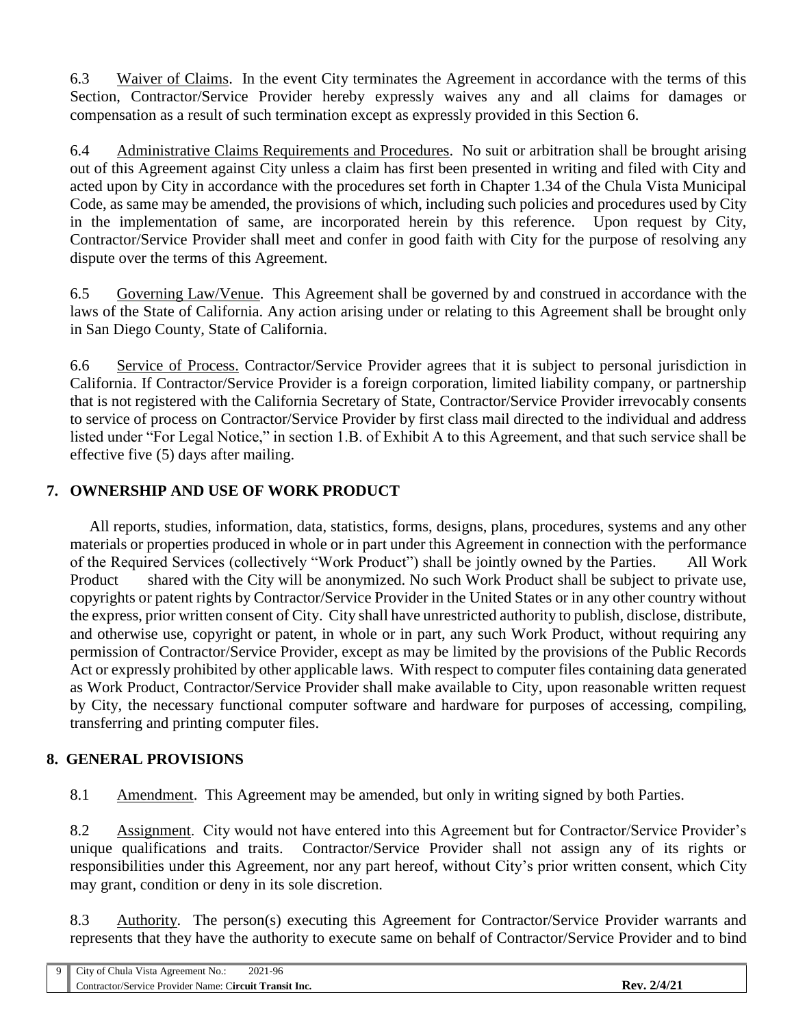6.3 Waiver of Claims. In the event City terminates the Agreement in accordance with the terms of this Section, Contractor/Service Provider hereby expressly waives any and all claims for damages or compensation as a result of such termination except as expressly provided in this Section 6.

6.4 Administrative Claims Requirements and Procedures. No suit or arbitration shall be brought arising out of this Agreement against City unless a claim has first been presented in writing and filed with City and acted upon by City in accordance with the procedures set forth in Chapter 1.34 of the Chula Vista Municipal Code, as same may be amended, the provisions of which, including such policies and procedures used by City in the implementation of same, are incorporated herein by this reference. Upon request by City, Contractor/Service Provider shall meet and confer in good faith with City for the purpose of resolving any dispute over the terms of this Agreement.

6.5 Governing Law/Venue. This Agreement shall be governed by and construed in accordance with the laws of the State of California. Any action arising under or relating to this Agreement shall be brought only in San Diego County, State of California.

6.6 Service of Process. Contractor/Service Provider agrees that it is subject to personal jurisdiction in California. If Contractor/Service Provider is a foreign corporation, limited liability company, or partnership that is not registered with the California Secretary of State, Contractor/Service Provider irrevocably consents to service of process on Contractor/Service Provider by first class mail directed to the individual and address listed under "For Legal Notice," in section 1.B. of Exhibit A to this Agreement, and that such service shall be effective five (5) days after mailing.

## 7. OWNERSHIP AND USE OF WORK PRODUCT

All reports, studies, information, data, statistics, forms, designs, plans, procedures, systems and any other materials or properties produced in whole or in part under this Agreement in connection with the performance of the Required Services (collectively "Work Product") shall be jointly owned by the Parties. All Work Product shared with the City will be anonymized. No such Work Product shall be subject to private use, copyrights or patent rights by Contractor/Service Provider in the United States or in any other country without the express, prior written consent of City. City shall have unrestricted authority to publish, disclose, distribute, and otherwise use, copyright or patent, in whole or in part, any such Work Product, without requiring any permission of Contractor/Service Provider, except as may be limited by the provisions of the Public Records Act or expressly prohibited by other applicable laws. With respect to computer files containing data generated as Work Product, Contractor/Service Provider shall make available to City, upon reasonable written request by City, the necessary functional computer software and hardware for purposes of accessing, compiling, transferring and printing computer files.

## 8. GENERAL PROVISIONS

8.1 Amendment. This Agreement may be amended, but only in writing signed by both Parties.

8.2 Assignment. City would not have entered into this Agreement but for Contractor/Service Provider's unique qualifications and traits. Contractor/Service Provider shall not assign any of its rights or responsibilities under this Agreement, nor any part hereof, without City's prior written consent, which City may grant, condition or deny in its sole discretion.

8.3 Authority. The person(s) executing this Agreement for Contractor/Service Provider warrants and represents that they have the authority to execute same on behalf of Contractor/Service Provider and to bind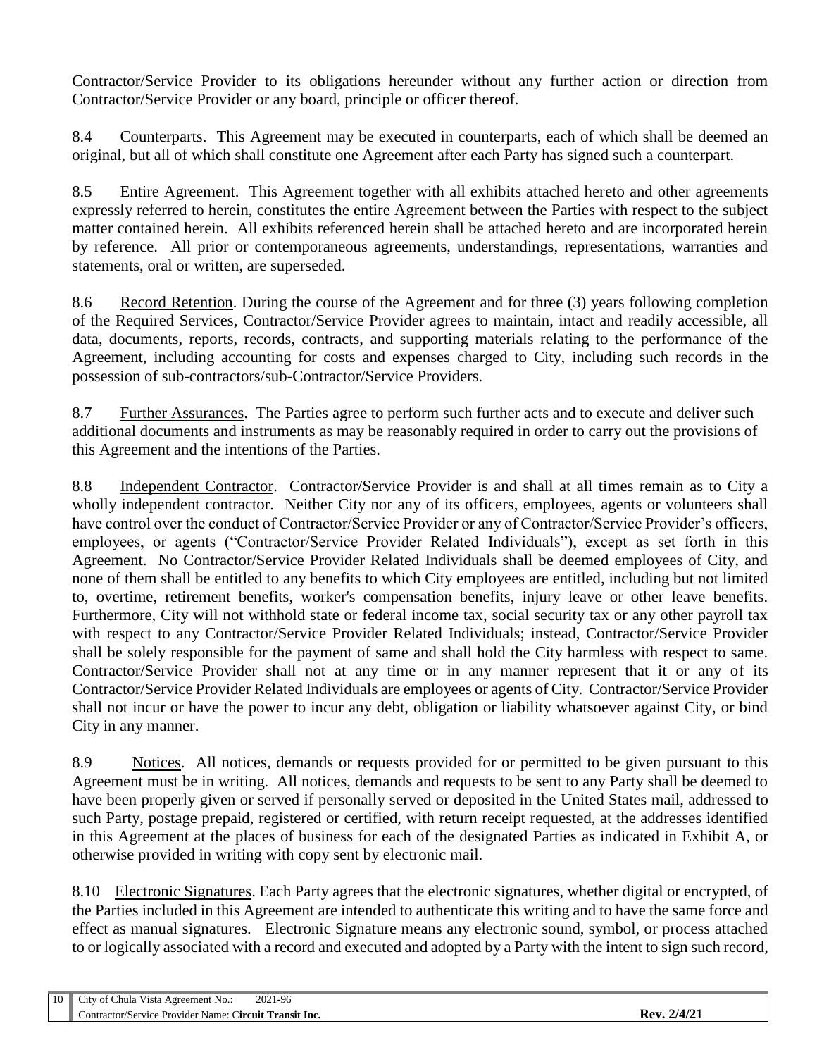Contractor/Service Provider to its obligations hereunder without any further action or direction from Contractor/Service Provider or any board, principle or officer thereof.

8.4 Counterparts. This Agreement may be executed in counterparts, each of which shall be deemed an original, but all of which shall constitute one Agreement after each Party has signed such a counterpart.

8.5 Entire Agreement. This Agreement together with all exhibits attached hereto and other agreements expressly referred to herein, constitutes the entire Agreement between the Parties with respect to the subject matter contained herein. All exhibits referenced herein shall be attached hereto and are incorporated herein by reference. All prior or contemporaneous agreements, understandings, representations, warranties and statements, oral or written, are superseded.

8.6 Record Retention. During the course of the Agreement and for three (3) years following completion of the Required Services, Contractor/Service Provider agrees to maintain, intact and readily accessible, all data, documents, reports, records, contracts, and supporting materials relating to the performance of the Agreement, including accounting for costs and expenses charged to City, including such records in the possession of sub-contractors/sub-Contractor/Service Providers.

8.7 Further Assurances. The Parties agree to perform such further acts and to execute and deliver such additional documents and instruments as may be reasonably required in order to carry out the provisions of this Agreement and the intentions of the Parties.

8.8 Independent Contractor. Contractor/Service Provider is and shall at all times remain as to City a wholly independent contractor. Neither City nor any of its officers, employees, agents or volunteers shall have control over the conduct of Contractor/Service Provider or any of Contractor/Service Provider's officers, employees, or agents ("Contractor/Service Provider Related Individuals"), except as set forth in this Agreement. No Contractor/Service Provider Related Individuals shall be deemed employees of City, and none of them shall be entitled to any benefits to which City employees are entitled, including but not limited to, overtime, retirement benefits, worker's compensation benefits, injury leave or other leave benefits. Furthermore, City will not withhold state or federal income tax, social security tax or any other payroll tax with respect to any Contractor/Service Provider Related Individuals; instead, Contractor/Service Provider shall be solely responsible for the payment of same and shall hold the City harmless with respect to same. Contractor/Service Provider shall not at any time or in any manner represent that it or any of its Contractor/Service Provider Related Individuals are employees or agents of City. Contractor/Service Provider shall not incur or have the power to incur any debt, obligation or liability whatsoever against City, or bind City in any manner.

8.9 Notices. All notices, demands or requests provided for or permitted to be given pursuant to this Agreement must be in writing. All notices, demands and requests to be sent to any Party shall be deemed to have been properly given or served if personally served or deposited in the United States mail, addressed to such Party, postage prepaid, registered or certified, with return receipt requested, at the addresses identified in this Agreement at the places of business for each of the designated Parties as indicated in Exhibit A, or otherwise provided in writing with copy sent by electronic mail.

8.10 Electronic Signatures. Each Party agrees that the electronic signatures, whether digital or encrypted, of the Parties included in this Agreement are intended to authenticate this writing and to have the same force and effect as manual signatures. Electronic Signature means any electronic sound, symbol, or process attached to or logically associated with a record and executed and adopted by a Party with the intent to sign such record,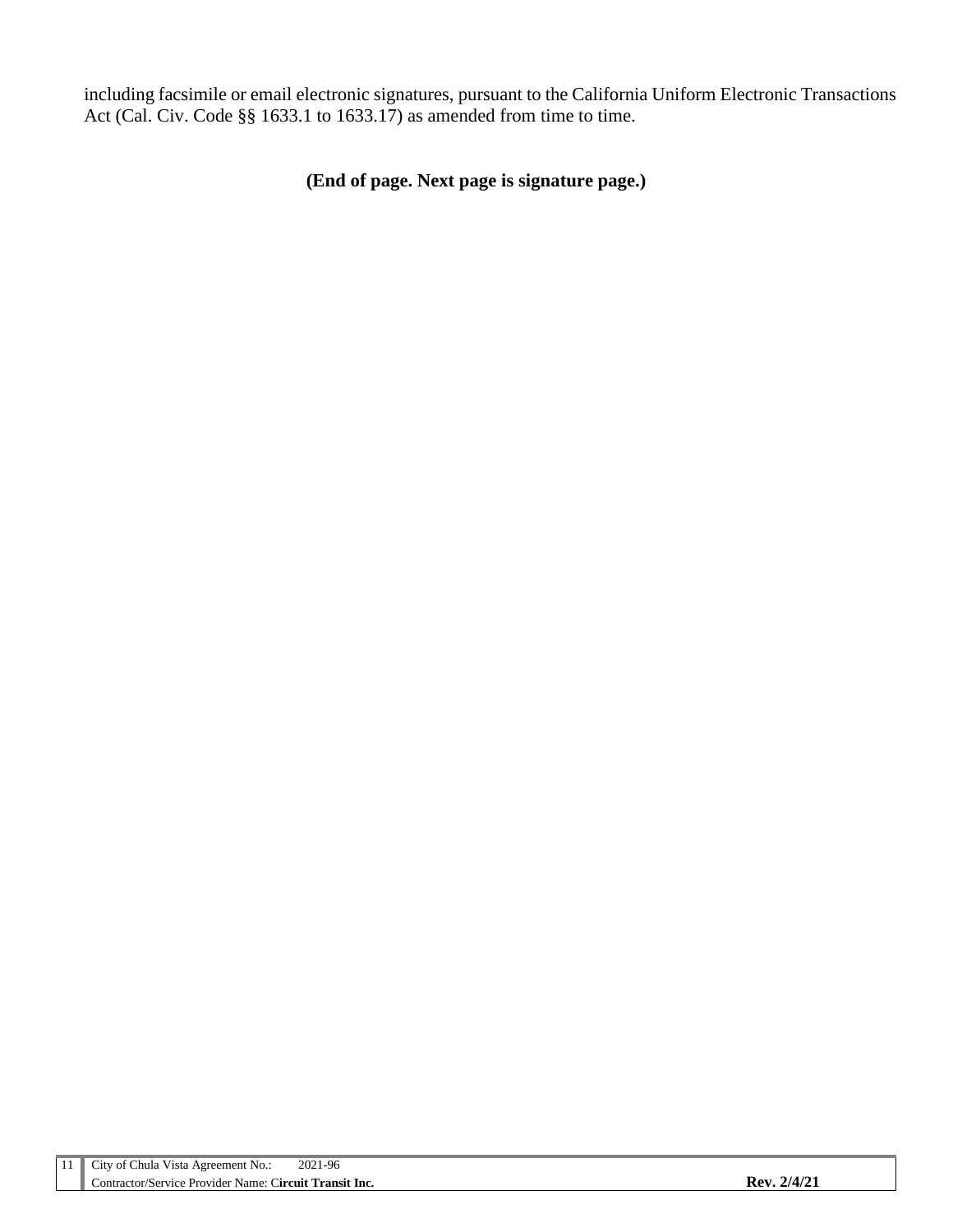including facsimile or email electronic signatures, pursuant to the California Uniform Electronic Transactions Act (Cal. Civ. Code §§ 1633.1 to 1633.17) as amended from time to time.

**(End of page. Next page is signature page.)**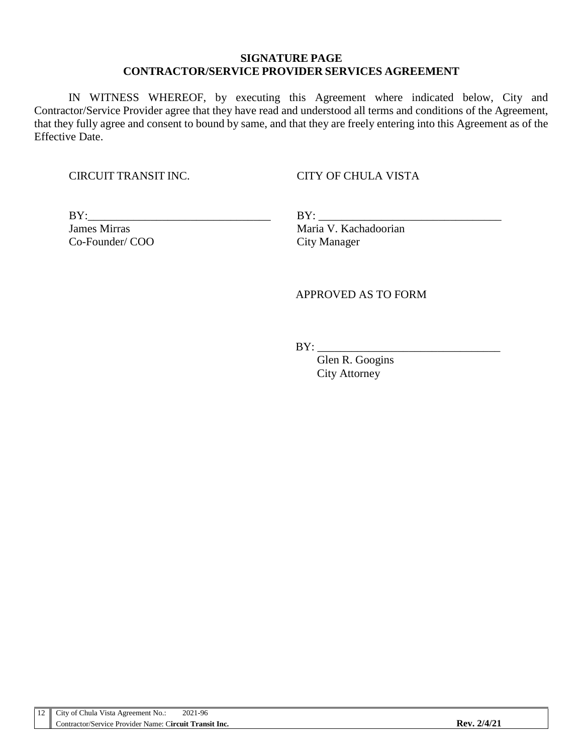**SIGNATURE PAGE**
**CONTRACTOR/SERVICE PROVIDER SERVICES AGREEMENT**

IN WITNESS WHEREOF, by executing this Agreement where indicated below, City and Contractor/Service Provider agree that they have read and understood all terms and conditions of the Agreement, that they fully agree and consent to bound by same, and that they are freely entering into this Agreement as of the Effective Date.

CIRCUIT TRANSIT INC.

BY:________________________________
James Mirras
Co-Founder/ COO

CITY OF CHULA VISTA

BY: ________________________________
Maria V. Kachadoorian
City Manager

APPROVED AS TO FORM

BY: ________________________________
Glen R. Googins
City Attorney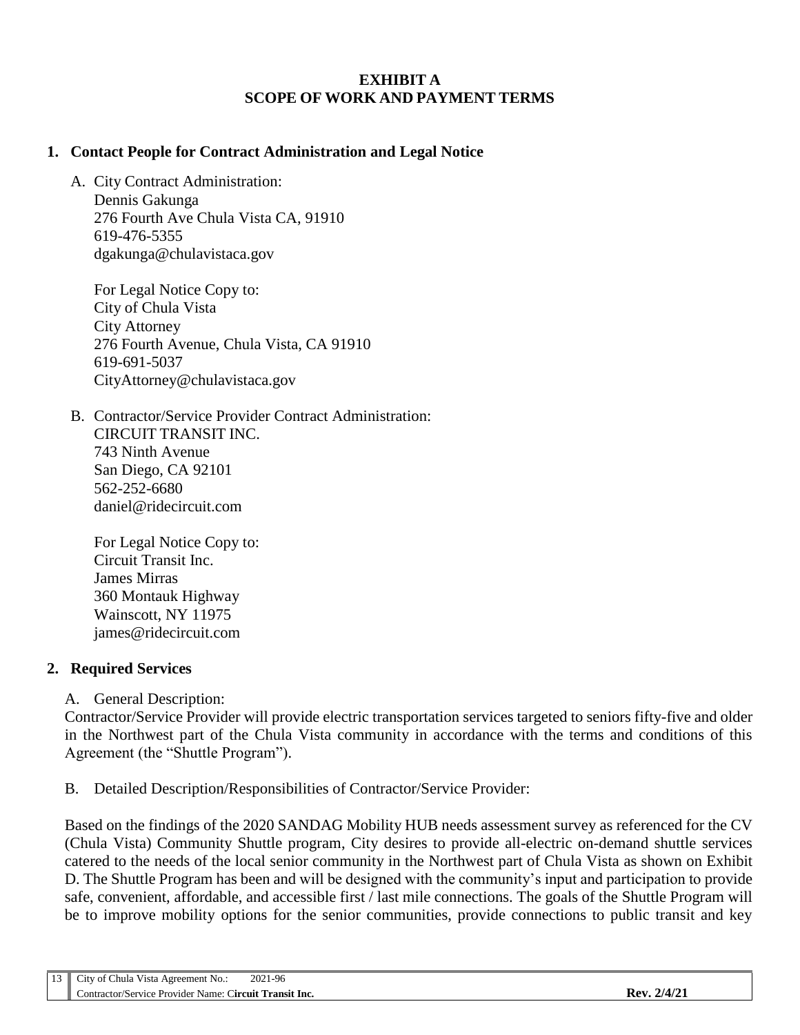# EXHIBIT A
# SCOPE OF WORK AND PAYMENT TERMS

## 1. Contact People for Contract Administration and Legal Notice

A. City Contract Administration:
Dennis Gakunga
276 Fourth Ave Chula Vista CA, 91910
619-476-5355
dgakunga@chulavistaca.gov

For Legal Notice Copy to:
City of Chula Vista
City Attorney
276 Fourth Avenue, Chula Vista, CA 91910
619-691-5037
CityAttorney@chulavistaca.gov

B. Contractor/Service Provider Contract Administration:
CIRCUIT TRANSIT INC.
743 Ninth Avenue
San Diego, CA 92101
562-252-6680
daniel@ridecircuit.com

For Legal Notice Copy to:
Circuit Transit Inc.
James Mirras
360 Montauk Highway
Wainscott, NY 11975
james@ridecircuit.com

## 2. Required Services

A. General Description:

Contractor/Service Provider will provide electric transportation services targeted to seniors fifty-five and older in the Northwest part of the Chula Vista community in accordance with the terms and conditions of this Agreement (the "Shuttle Program").

B. Detailed Description/Responsibilities of Contractor/Service Provider:

Based on the findings of the 2020 SANDAG Mobility HUB needs assessment survey as referenced for the CV (Chula Vista) Community Shuttle program, City desires to provide all-electric on-demand shuttle services catered to the needs of the local senior community in the Northwest part of Chula Vista as shown on Exhibit D. The Shuttle Program has been and will be designed with the community's input and participation to provide safe, convenient, affordable, and accessible first / last mile connections. The goals of the Shuttle Program will be to improve mobility options for the senior communities, provide connections to public transit and key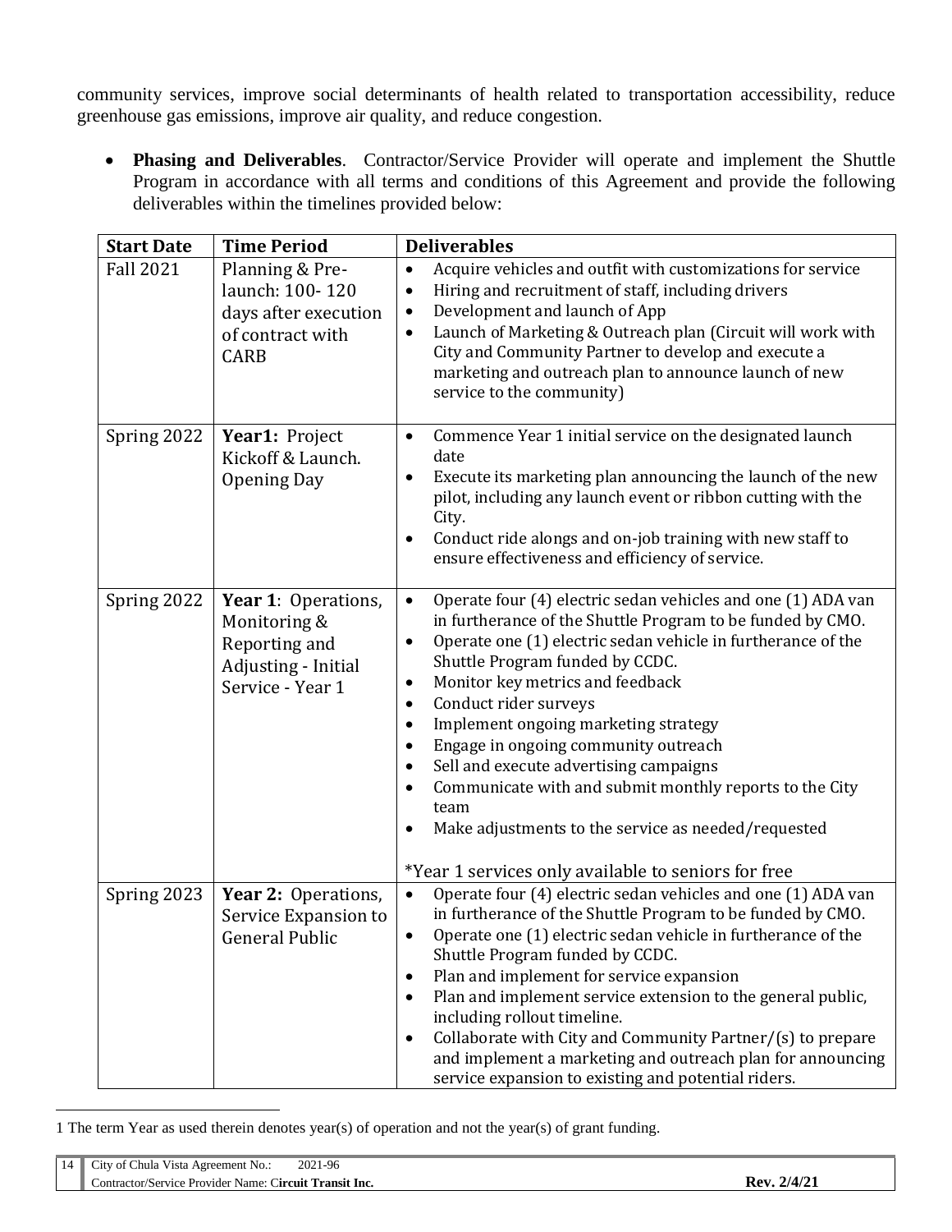community services, improve social determinants of health related to transportation accessibility, reduce greenhouse gas emissions, improve air quality, and reduce congestion.

- **Phasing and Deliverables**. Contractor/Service Provider will operate and implement the Shuttle Program in accordance with all terms and conditions of this Agreement and provide the following deliverables within the timelines provided below:

| Start Date | Time Period | Deliverables |
|---|---|---|
| Fall 2021 | Planning & Pre-launch: 100- 120 days after execution of contract with CARB | • Acquire vehicles and outfit with customizations for service<br>• Hiring and recruitment of staff, including drivers<br>• Development and launch of App<br>• Launch of Marketing & Outreach plan (Circuit will work with City and Community Partner to develop and execute a marketing and outreach plan to announce launch of new service to the community) |
| Spring 2022 | **Year1:** Project Kickoff & Launch. Opening Day | • Commence Year 1 initial service on the designated launch date<br>• Execute its marketing plan announcing the launch of the new pilot, including any launch event or ribbon cutting with the City.<br>• Conduct ride alongs and on-job training with new staff to ensure effectiveness and efficiency of service. |
| Spring 2022 | **Year 1**: Operations, Monitoring & Reporting and Adjusting - Initial Service - Year 1 | • Operate four (4) electric sedan vehicles and one (1) ADA van in furtherance of the Shuttle Program to be funded by CMO.<br>• Operate one (1) electric sedan vehicle in furtherance of the Shuttle Program funded by CCDC.<br>• Monitor key metrics and feedback<br>• Conduct rider surveys<br>• Implement ongoing marketing strategy<br>• Engage in ongoing community outreach<br>• Sell and execute advertising campaigns<br>• Communicate with and submit monthly reports to the City team<br>• Make adjustments to the service as needed/requested<br><br>*Year 1 services only available to seniors for free |
| Spring 2023 | **Year 2:** Operations, Service Expansion to General Public | • Operate four (4) electric sedan vehicles and one (1) ADA van in furtherance of the Shuttle Program to be funded by CMO.<br>• Operate one (1) electric sedan vehicle in furtherance of the Shuttle Program funded by CCDC.<br>• Plan and implement for service expansion<br>• Plan and implement service extension to the general public, including rollout timeline.<br>• Collaborate with City and Community Partner/(s) to prepare and implement a marketing and outreach plan for announcing service expansion to existing and potential riders. |

1 The term Year as used therein denotes year(s) of operation and not the year(s) of grant funding.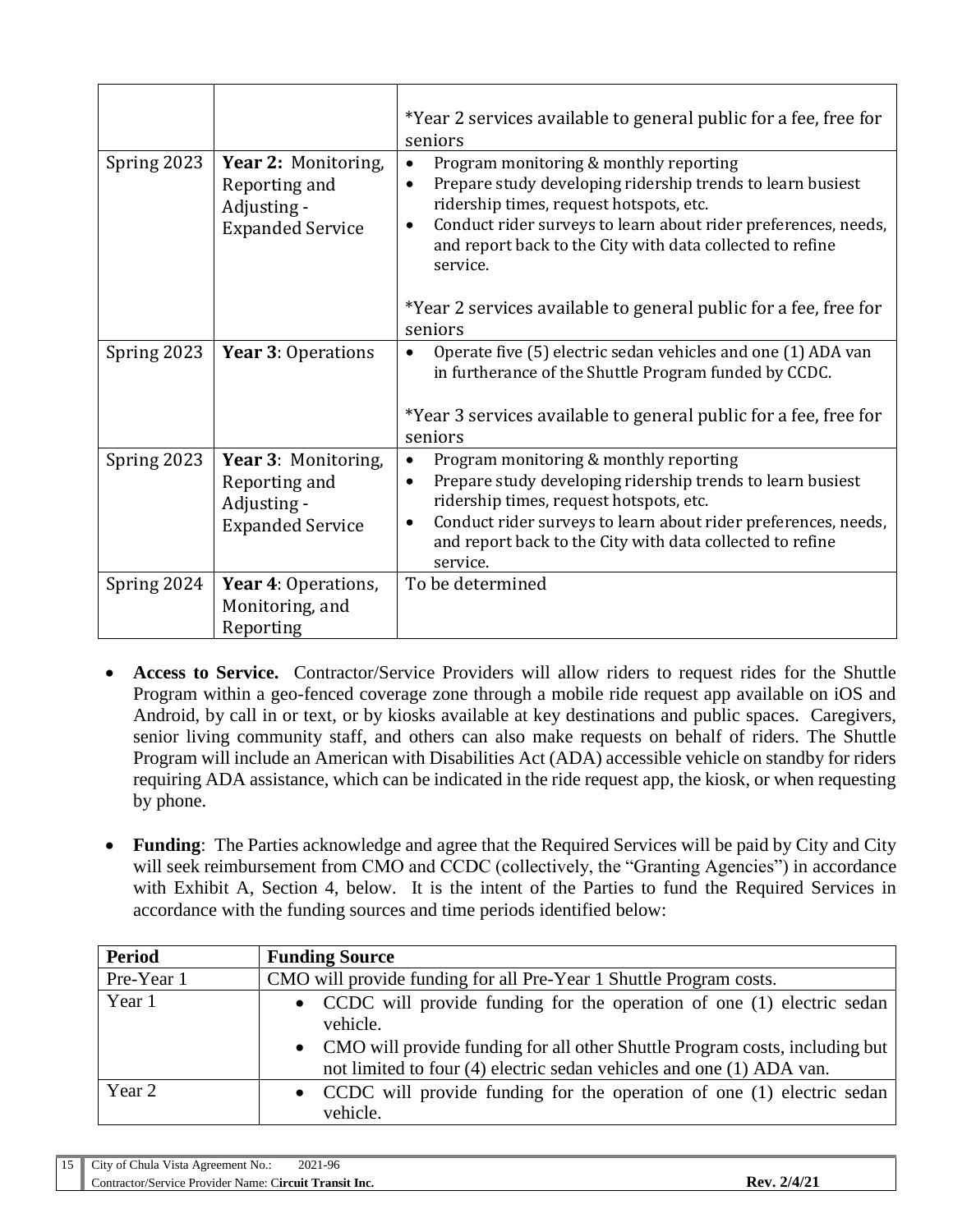| | | |
|---|---|---|
| | | *Year 2 services available to general public for a fee, free for seniors |
| Spring 2023 | **Year 2:** Monitoring, Reporting and Adjusting - Expanded Service | • Program monitoring & monthly reporting<br>• Prepare study developing ridership trends to learn busiest ridership times, request hotspots, etc.<br>• Conduct rider surveys to learn about rider preferences, needs, and report back to the City with data collected to refine service.<br><br>*Year 2 services available to general public for a fee, free for seniors |
| Spring 2023 | **Year 3**: Operations | • Operate five (5) electric sedan vehicles and one (1) ADA van in furtherance of the Shuttle Program funded by CCDC.<br><br>*Year 3 services available to general public for a fee, free for seniors |
| Spring 2023 | **Year 3**: Monitoring, Reporting and Adjusting - Expanded Service | • Program monitoring & monthly reporting<br>• Prepare study developing ridership trends to learn busiest ridership times, request hotspots, etc.<br>• Conduct rider surveys to learn about rider preferences, needs, and report back to the City with data collected to refine service. |
| Spring 2024 | **Year 4**: Operations, Monitoring, and Reporting | To be determined |

- **Access to Service.** Contractor/Service Providers will allow riders to request rides for the Shuttle Program within a geo-fenced coverage zone through a mobile ride request app available on iOS and Android, by call in or text, or by kiosks available at key destinations and public spaces. Caregivers, senior living community staff, and others can also make requests on behalf of riders. The Shuttle Program will include an American with Disabilities Act (ADA) accessible vehicle on standby for riders requiring ADA assistance, which can be indicated in the ride request app, the kiosk, or when requesting by phone.

- **Funding**: The Parties acknowledge and agree that the Required Services will be paid by City and City will seek reimbursement from CMO and CCDC (collectively, the "Granting Agencies") in accordance with Exhibit A, Section 4, below. It is the intent of the Parties to fund the Required Services in accordance with the funding sources and time periods identified below:

| **Period** | **Funding Source** |
|---|---|
| Pre-Year 1 | CMO will provide funding for all Pre-Year 1 Shuttle Program costs. |
| Year 1 | • CCDC will provide funding for the operation of one (1) electric sedan vehicle.<br>• CMO will provide funding for all other Shuttle Program costs, including but not limited to four (4) electric sedan vehicles and one (1) ADA van. |
| Year 2 | • CCDC will provide funding for the operation of one (1) electric sedan vehicle. |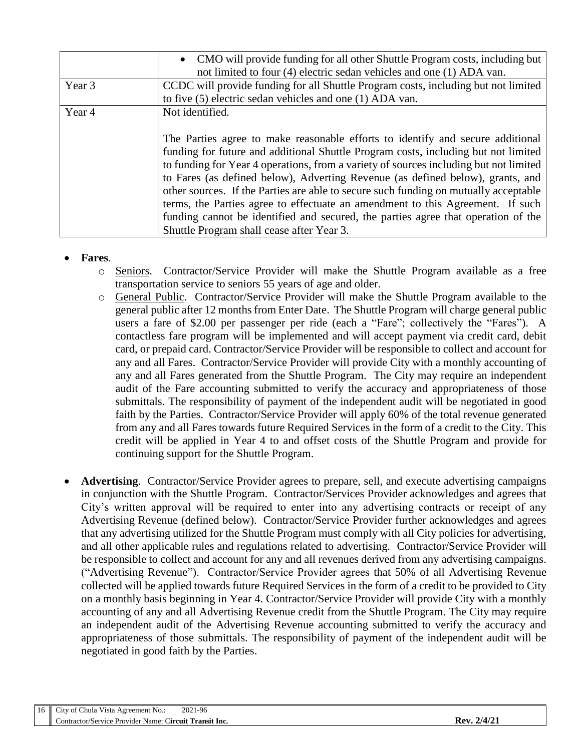| | |
|---|---|
| | • CMO will provide funding for all other Shuttle Program costs, including but not limited to four (4) electric sedan vehicles and one (1) ADA van. |
| Year 3 | CCDC will provide funding for all Shuttle Program costs, including but not limited to five (5) electric sedan vehicles and one (1) ADA van. |
| Year 4 | Not identified.<br><br>The Parties agree to make reasonable efforts to identify and secure additional funding for future and additional Shuttle Program costs, including but not limited to funding for Year 4 operations, from a variety of sources including but not limited to Fares (as defined below), Adverting Revenue (as defined below), grants, and other sources. If the Parties are able to secure such funding on mutually acceptable terms, the Parties agree to effectuate an amendment to this Agreement. If such funding cannot be identified and secured, the parties agree that operation of the Shuttle Program shall cease after Year 3. |

- **Fares**.
  - Seniors. Contractor/Service Provider will make the Shuttle Program available as a free transportation service to seniors 55 years of age and older.
  - General Public. Contractor/Service Provider will make the Shuttle Program available to the general public after 12 months from Enter Date. The Shuttle Program will charge general public users a fare of $2.00 per passenger per ride (each a "Fare"; collectively the "Fares"). A contactless fare program will be implemented and will accept payment via credit card, debit card, or prepaid card. Contractor/Service Provider will be responsible to collect and account for any and all Fares. Contractor/Service Provider will provide City with a monthly accounting of any and all Fares generated from the Shuttle Program. The City may require an independent audit of the Fare accounting submitted to verify the accuracy and appropriateness of those submittals. The responsibility of payment of the independent audit will be negotiated in good faith by the Parties. Contractor/Service Provider will apply 60% of the total revenue generated from any and all Fares towards future Required Services in the form of a credit to the City. This credit will be applied in Year 4 to and offset costs of the Shuttle Program and provide for continuing support for the Shuttle Program.

- **Advertising**. Contractor/Service Provider agrees to prepare, sell, and execute advertising campaigns in conjunction with the Shuttle Program. Contractor/Services Provider acknowledges and agrees that City's written approval will be required to enter into any advertising contracts or receipt of any Advertising Revenue (defined below). Contractor/Service Provider further acknowledges and agrees that any advertising utilized for the Shuttle Program must comply with all City policies for advertising, and all other applicable rules and regulations related to advertising. Contractor/Service Provider will be responsible to collect and account for any and all revenues derived from any advertising campaigns. ("Advertising Revenue"). Contractor/Service Provider agrees that 50% of all Advertising Revenue collected will be applied towards future Required Services in the form of a credit to be provided to City on a monthly basis beginning in Year 4. Contractor/Service Provider will provide City with a monthly accounting of any and all Advertising Revenue credit from the Shuttle Program. The City may require an independent audit of the Advertising Revenue accounting submitted to verify the accuracy and appropriateness of those submittals. The responsibility of payment of the independent audit will be negotiated in good faith by the Parties.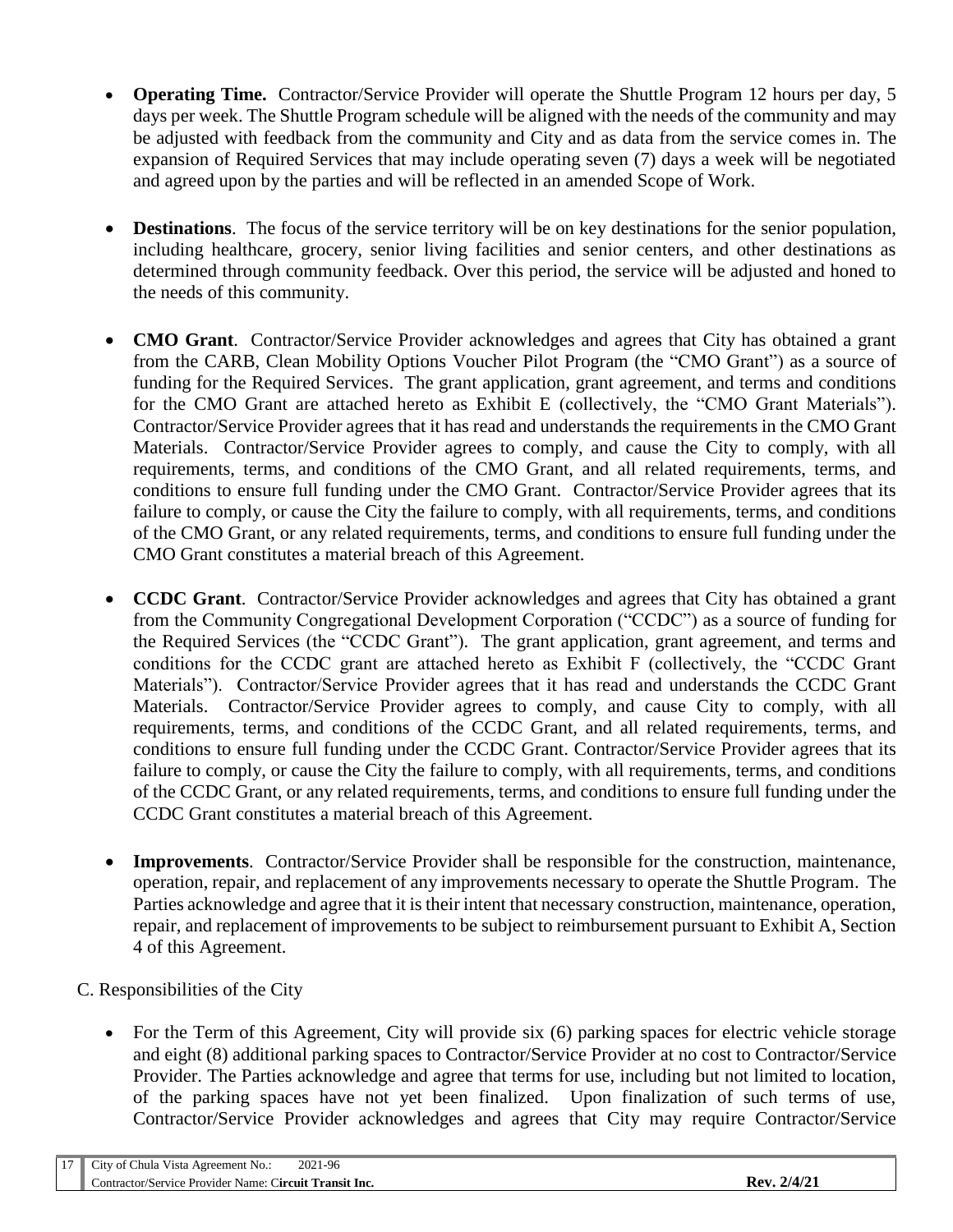- **Operating Time.** Contractor/Service Provider will operate the Shuttle Program 12 hours per day, 5 days per week. The Shuttle Program schedule will be aligned with the needs of the community and may be adjusted with feedback from the community and City and as data from the service comes in. The expansion of Required Services that may include operating seven (7) days a week will be negotiated and agreed upon by the parties and will be reflected in an amended Scope of Work.

- **Destinations**. The focus of the service territory will be on key destinations for the senior population, including healthcare, grocery, senior living facilities and senior centers, and other destinations as determined through community feedback. Over this period, the service will be adjusted and honed to the needs of this community.

- **CMO Grant**. Contractor/Service Provider acknowledges and agrees that City has obtained a grant from the CARB, Clean Mobility Options Voucher Pilot Program (the "CMO Grant") as a source of funding for the Required Services. The grant application, grant agreement, and terms and conditions for the CMO Grant are attached hereto as Exhibit E (collectively, the "CMO Grant Materials"). Contractor/Service Provider agrees that it has read and understands the requirements in the CMO Grant Materials. Contractor/Service Provider agrees to comply, and cause the City to comply, with all requirements, terms, and conditions of the CMO Grant, and all related requirements, terms, and conditions to ensure full funding under the CMO Grant. Contractor/Service Provider agrees that its failure to comply, or cause the City the failure to comply, with all requirements, terms, and conditions of the CMO Grant, or any related requirements, terms, and conditions to ensure full funding under the CMO Grant constitutes a material breach of this Agreement.

- **CCDC Grant**. Contractor/Service Provider acknowledges and agrees that City has obtained a grant from the Community Congregational Development Corporation ("CCDC") as a source of funding for the Required Services (the "CCDC Grant"). The grant application, grant agreement, and terms and conditions for the CCDC grant are attached hereto as Exhibit F (collectively, the "CCDC Grant Materials"). Contractor/Service Provider agrees that it has read and understands the CCDC Grant Materials. Contractor/Service Provider agrees to comply, and cause City to comply, with all requirements, terms, and conditions of the CCDC Grant, and all related requirements, terms, and conditions to ensure full funding under the CCDC Grant. Contractor/Service Provider agrees that its failure to comply, or cause the City the failure to comply, with all requirements, terms, and conditions of the CCDC Grant, or any related requirements, terms, and conditions to ensure full funding under the CCDC Grant constitutes a material breach of this Agreement.

- **Improvements**. Contractor/Service Provider shall be responsible for the construction, maintenance, operation, repair, and replacement of any improvements necessary to operate the Shuttle Program. The Parties acknowledge and agree that it is their intent that necessary construction, maintenance, operation, repair, and replacement of improvements to be subject to reimbursement pursuant to Exhibit A, Section 4 of this Agreement.

C. Responsibilities of the City

- For the Term of this Agreement, City will provide six (6) parking spaces for electric vehicle storage and eight (8) additional parking spaces to Contractor/Service Provider at no cost to Contractor/Service Provider. The Parties acknowledge and agree that terms for use, including but not limited to location, of the parking spaces have not yet been finalized. Upon finalization of such terms of use, Contractor/Service Provider acknowledges and agrees that City may require Contractor/Service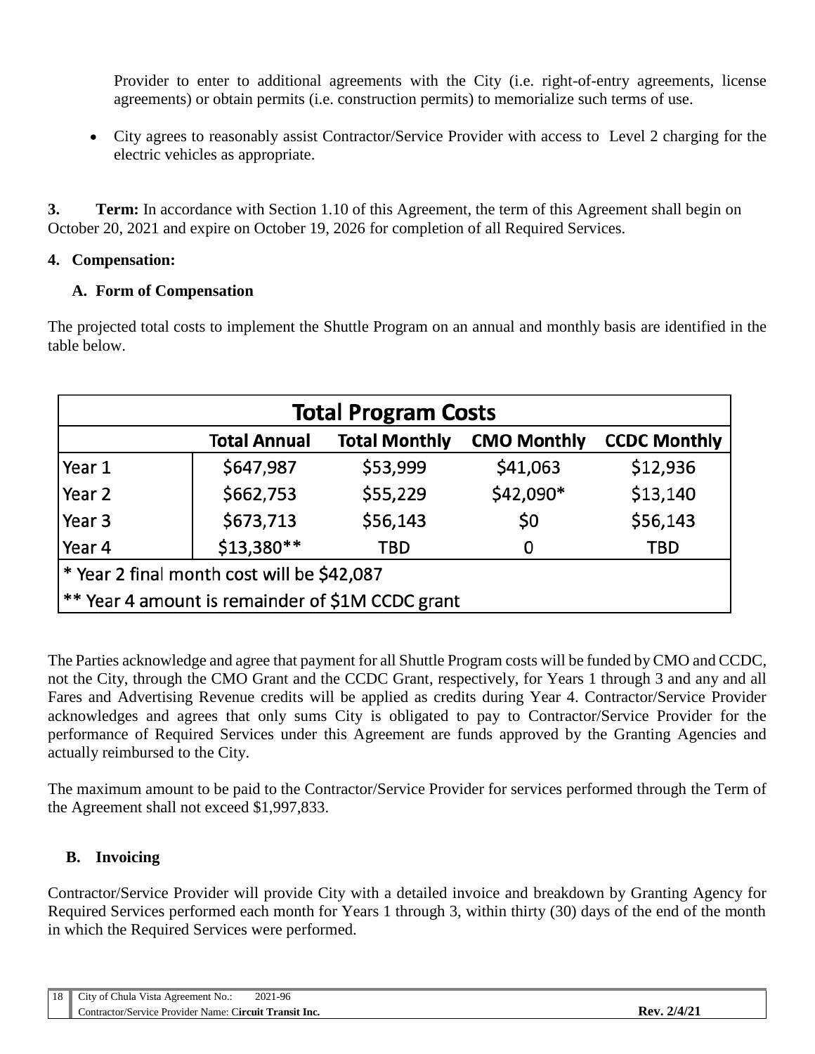Provider to enter to additional agreements with the City (i.e. right-of-entry agreements, license agreements) or obtain permits (i.e. construction permits) to memorialize such terms of use.

- City agrees to reasonably assist Contractor/Service Provider with access to Level 2 charging for the electric vehicles as appropriate.

**3. Term:** In accordance with Section 1.10 of this Agreement, the term of this Agreement shall begin on October 20, 2021 and expire on October 19, 2026 for completion of all Required Services.

**4. Compensation:**

**A. Form of Compensation**

The projected total costs to implement the Shuttle Program on an annual and monthly basis are identified in the table below.

| Total Program Costs | | | | |
|---|---|---|---|---|
| | **Total Annual** | **Total Monthly** | **CMO Monthly** | **CCDC Monthly** |
| Year 1 | $647,987 | $53,999 | $41,063 | $12,936 |
| Year 2 | $662,753 | $55,229 | $42,090* | $13,140 |
| Year 3 | $673,713 | $56,143 | $0 | $56,143 |
| Year 4 | $13,380** | TBD | 0 | TBD |
| * Year 2 final month cost will be $42,087 | | | | |
| ** Year 4 amount is remainder of $1M CCDC grant | | | | |

The Parties acknowledge and agree that payment for all Shuttle Program costs will be funded by CMO and CCDC, not the City, through the CMO Grant and the CCDC Grant, respectively, for Years 1 through 3 and any and all Fares and Advertising Revenue credits will be applied as credits during Year 4. Contractor/Service Provider acknowledges and agrees that only sums City is obligated to pay to Contractor/Service Provider for the performance of Required Services under this Agreement are funds approved by the Granting Agencies and actually reimbursed to the City.

The maximum amount to be paid to the Contractor/Service Provider for services performed through the Term of the Agreement shall not exceed $1,997,833.

**B. Invoicing**

Contractor/Service Provider will provide City with a detailed invoice and breakdown by Granting Agency for Required Services performed each month for Years 1 through 3, within thirty (30) days of the end of the month in which the Required Services were performed.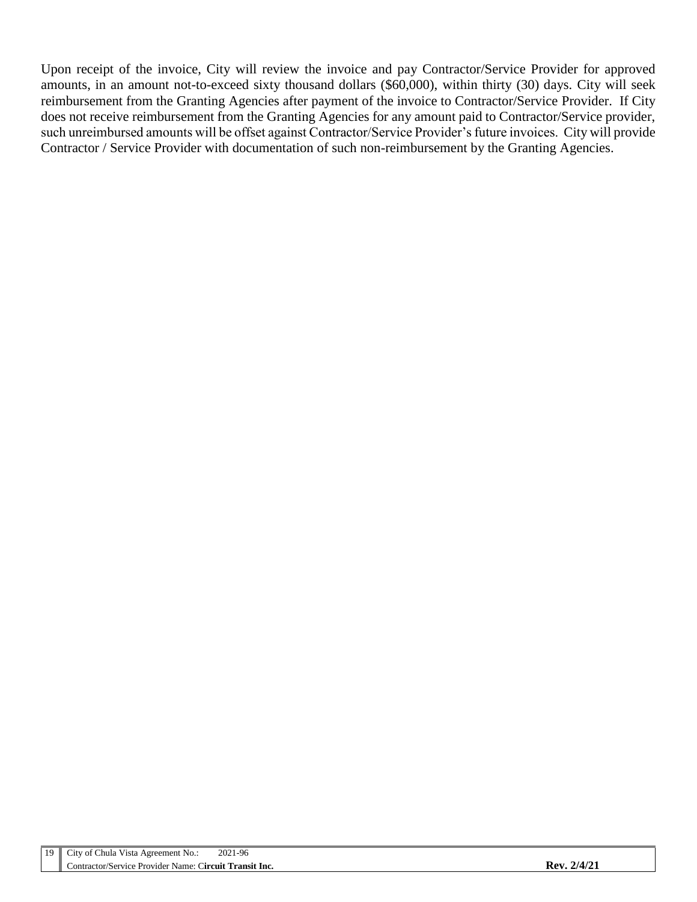Upon receipt of the invoice, City will review the invoice and pay Contractor/Service Provider for approved amounts, in an amount not-to-exceed sixty thousand dollars ($60,000), within thirty (30) days. City will seek reimbursement from the Granting Agencies after payment of the invoice to Contractor/Service Provider. If City does not receive reimbursement from the Granting Agencies for any amount paid to Contractor/Service provider, such unreimbursed amounts will be offset against Contractor/Service Provider's future invoices. City will provide Contractor / Service Provider with documentation of such non-reimbursement by the Granting Agencies.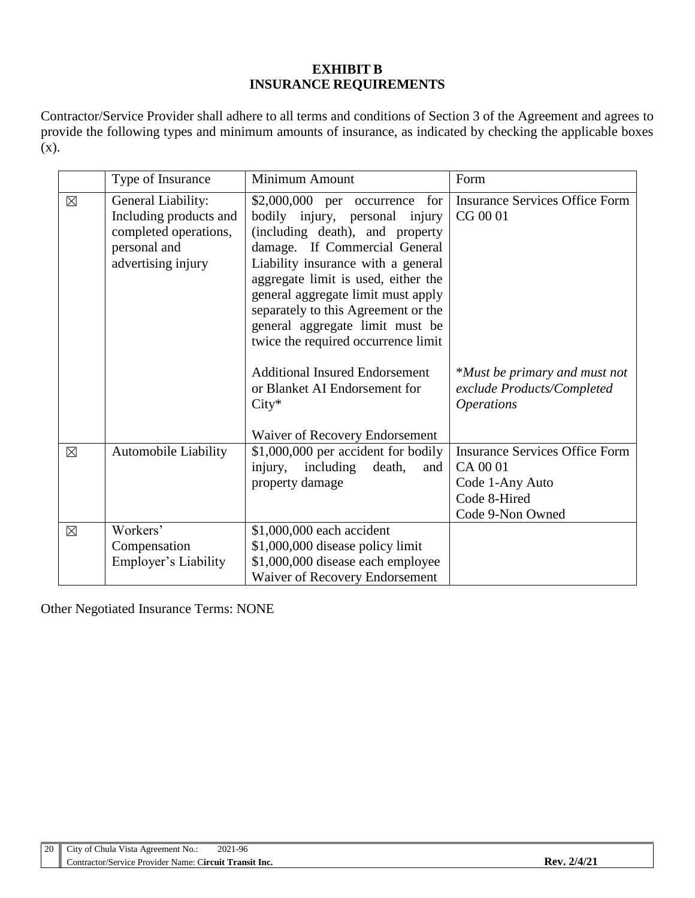**EXHIBIT B**
**INSURANCE REQUIREMENTS**

Contractor/Service Provider shall adhere to all terms and conditions of Section 3 of the Agreement and agrees to provide the following types and minimum amounts of insurance, as indicated by checking the applicable boxes (x).

| | Type of Insurance | Minimum Amount | Form |
|---|---|---|---|
| ☒ | General Liability: Including products and completed operations, personal and advertising injury | $2,000,000 per occurrence for bodily injury, personal injury (including death), and property damage. If Commercial General Liability insurance with a general aggregate limit is used, either the general aggregate limit must apply separately to this Agreement or the general aggregate limit must be twice the required occurrence limit<br><br>Additional Insured Endorsement or Blanket AI Endorsement for City*<br><br>Waiver of Recovery Endorsement | Insurance Services Office Form CG 00 01<br><br>**Must be primary and must not exclude Products/Completed Operations* |
| ☒ | Automobile Liability | $1,000,000 per accident for bodily injury, including death, and property damage | Insurance Services Office Form CA 00 01<br>Code 1-Any Auto<br>Code 8-Hired<br>Code 9-Non Owned |
| ☒ | Workers' Compensation<br>Employer's Liability | $1,000,000 each accident<br>$1,000,000 disease policy limit<br>$1,000,000 disease each employee<br>Waiver of Recovery Endorsement | |

Other Negotiated Insurance Terms: NONE

City of Chula Vista Agreement No.: 2021-96
Contractor/Service Provider Name: **Circuit Transit Inc.** **Rev. 2/4/21**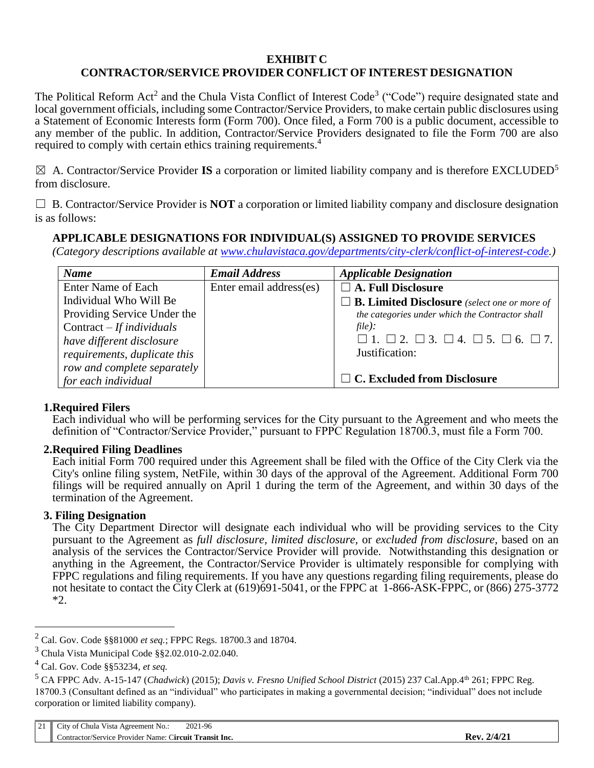**EXHIBIT C**
**CONTRACTOR/SERVICE PROVIDER CONFLICT OF INTEREST DESIGNATION**

The Political Reform Act[2] and the Chula Vista Conflict of Interest Code[3] ("Code") require designated state and local government officials, including some Contractor/Service Providers, to make certain public disclosures using a Statement of Economic Interests form (Form 700). Once filed, a Form 700 is a public document, accessible to any member of the public. In addition, Contractor/Service Providers designated to file the Form 700 are also required to comply with certain ethics training requirements.[4]

☒ A. Contractor/Service Provider **IS** a corporation or limited liability company and is therefore EXCLUDED[5] from disclosure.

☐ B. Contractor/Service Provider is **NOT** a corporation or limited liability company and disclosure designation is as follows:

**APPLICABLE DESIGNATIONS FOR INDIVIDUAL(S) ASSIGNED TO PROVIDE SERVICES**

*(Category descriptions available at www.chulavistaca.gov/departments/city-clerk/conflict-of-interest-code.)*

| ***Name*** | ***Email Address*** | ***Applicable Designation*** |
|---|---|---|
| Enter Name of Each Individual Who Will Be Providing Service Under the Contract – *If individuals have different disclosure requirements, duplicate this row and complete separately for each individual* | Enter email address(es) | ☐ **A. Full Disclosure**<br>☐ **B. Limited Disclosure** *(select one or more of the categories under which the Contractor shall file):*<br>☐ 1. ☐ 2. ☐ 3. ☐ 4. ☐ 5. ☐ 6. ☐ 7.<br>Justification:<br>☐ **C. Excluded from Disclosure** |

**1. Required Filers**

Each individual who will be performing services for the City pursuant to the Agreement and who meets the definition of "Contractor/Service Provider," pursuant to FPPC Regulation 18700.3, must file a Form 700.

**2. Required Filing Deadlines**

Each initial Form 700 required under this Agreement shall be filed with the Office of the City Clerk via the City's online filing system, NetFile, within 30 days of the approval of the Agreement. Additional Form 700 filings will be required annually on April 1 during the term of the Agreement, and within 30 days of the termination of the Agreement.

**3. Filing Designation**

The City Department Director will designate each individual who will be providing services to the City pursuant to the Agreement as *full disclosure*, *limited disclosure*, or *excluded from disclosure*, based on an analysis of the services the Contractor/Service Provider will provide. Notwithstanding this designation or anything in the Agreement, the Contractor/Service Provider is ultimately responsible for complying with FPPC regulations and filing requirements. If you have any questions regarding filing requirements, please do not hesitate to contact the City Clerk at (619)691-5041, or the FPPC at 1-866-ASK-FPPC, or (866) 275-3772 *2.

---

[2] Cal. Gov. Code §§81000 *et seq.*; FPPC Regs. 18700.3 and 18704.

[3] Chula Vista Municipal Code §§2.02.010-2.02.040.

[4] Cal. Gov. Code §§53234, *et seq.*

[5] CA FPPC Adv. A-15-147 (*Chadwick*) (2015); *Davis v. Fresno Unified School District* (2015) 237 Cal.App.4th 261; FPPC Reg. 18700.3 (Consultant defined as an "individual" who participates in making a governmental decision; "individual" does not include corporation or limited liability company).

City of Chula Vista Agreement No.: 2021-96
Contractor/Service Provider Name: **Circuit Transit Inc.**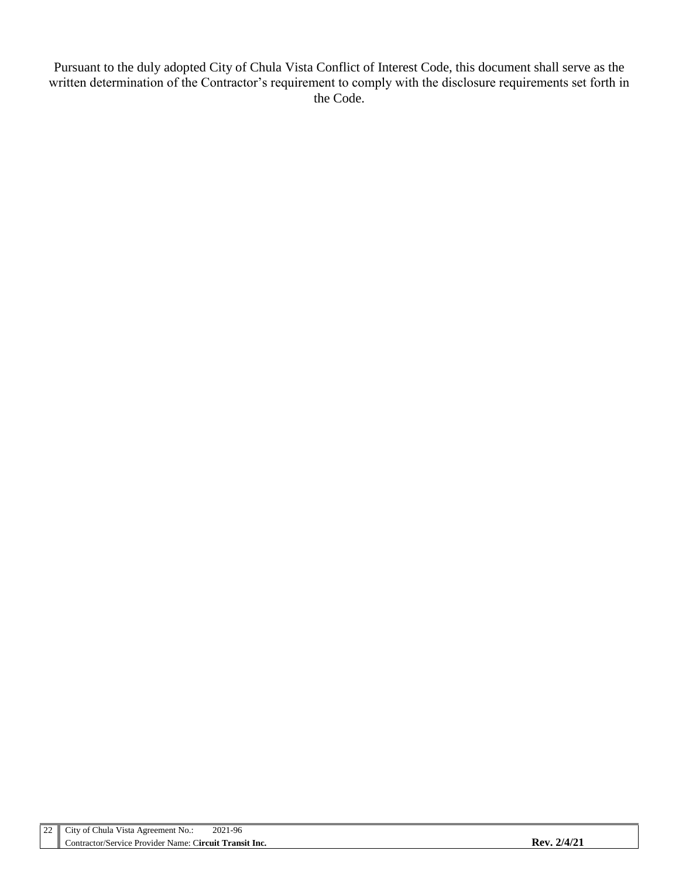Pursuant to the duly adopted City of Chula Vista Conflict of Interest Code, this document shall serve as the written determination of the Contractor's requirement to comply with the disclosure requirements set forth in the Code.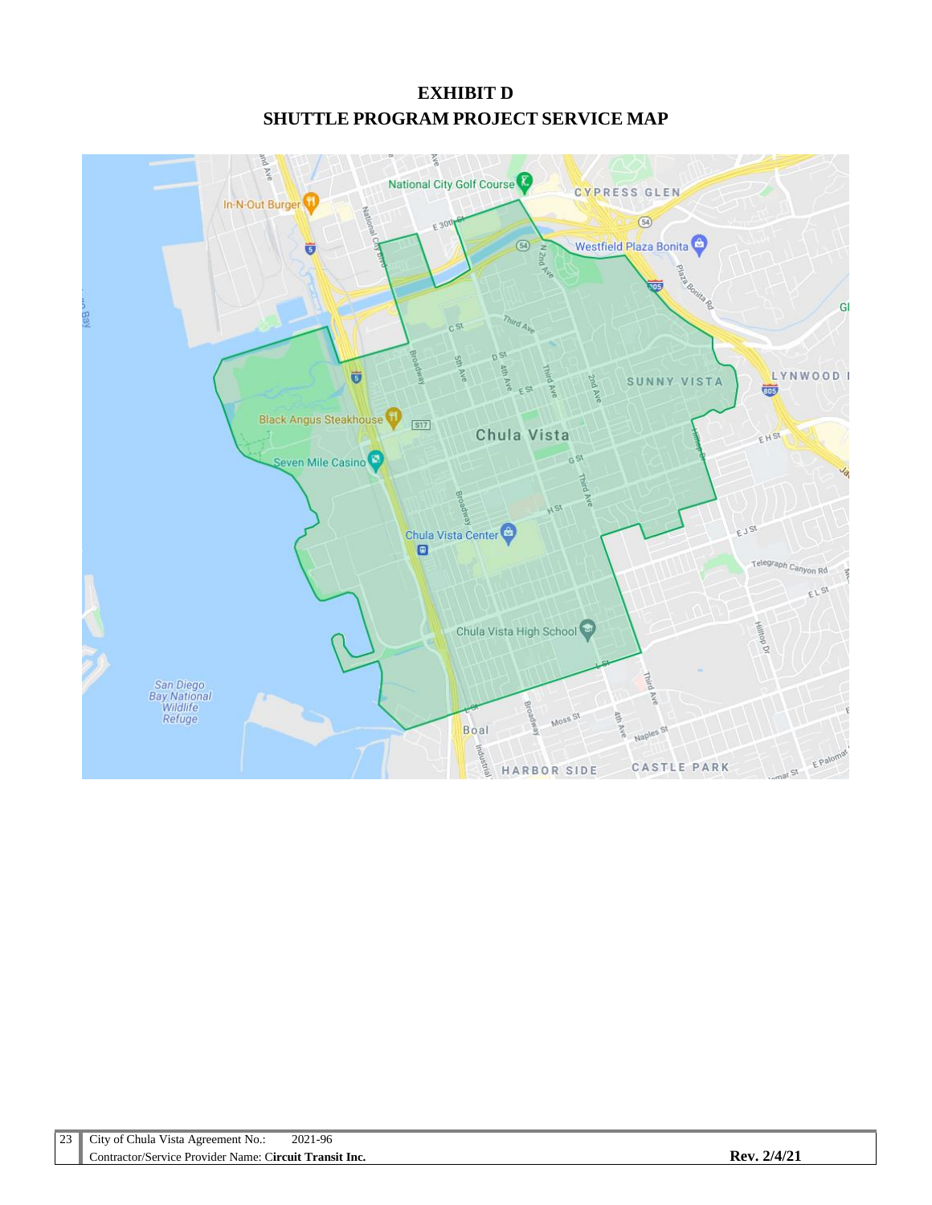# EXHIBIT D
## SHUTTLE PROGRAM PROJECT SERVICE MAP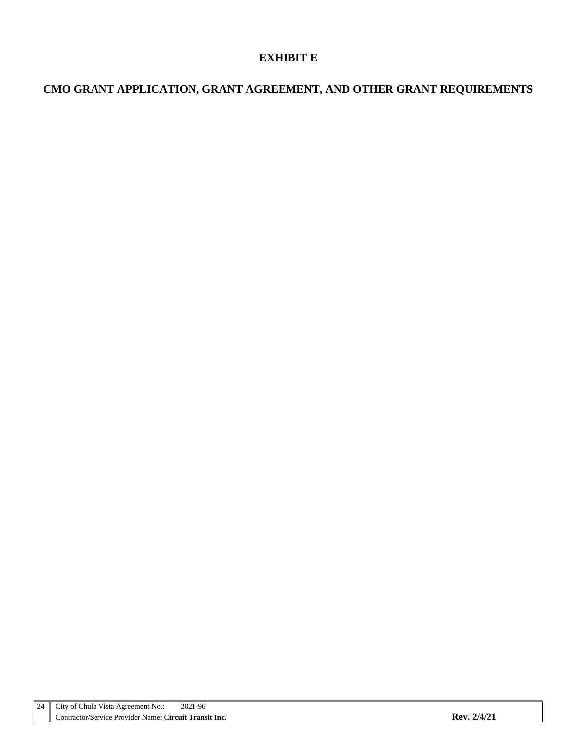# EXHIBIT E

## CMO GRANT APPLICATION, GRANT AGREEMENT, AND OTHER GRANT REQUIREMENTS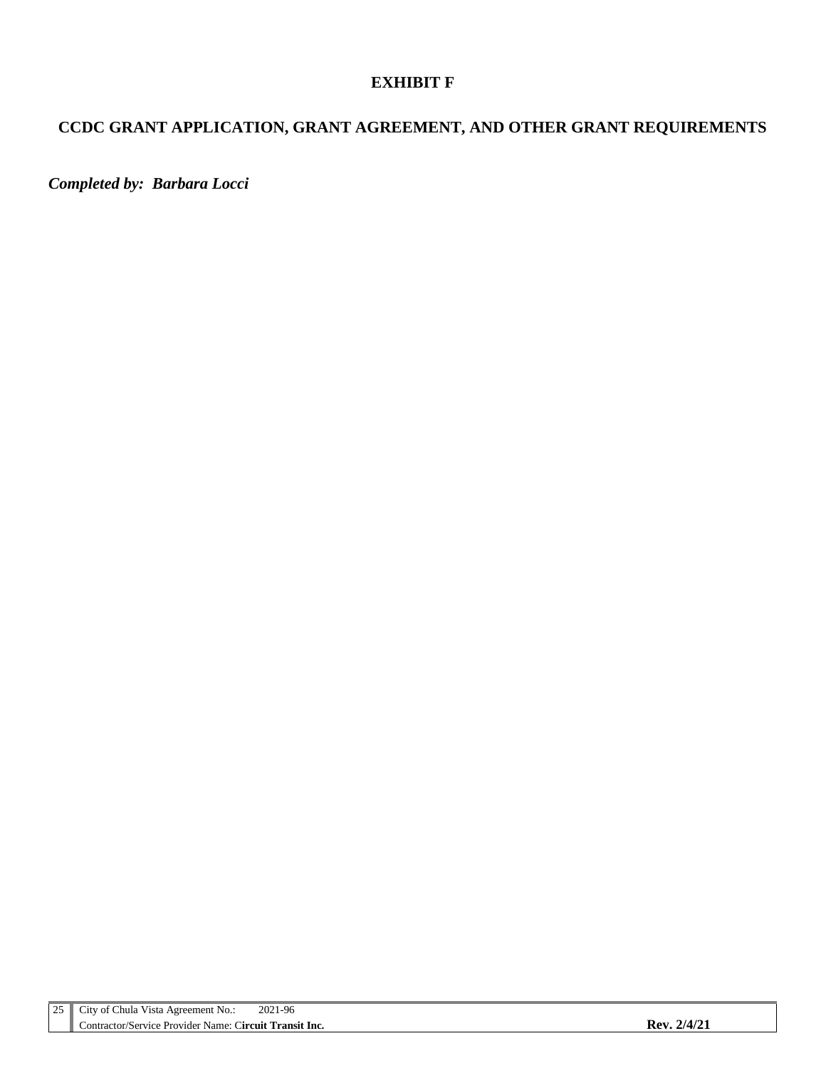# EXHIBIT F

## CCDC GRANT APPLICATION, GRANT AGREEMENT, AND OTHER GRANT REQUIREMENTS

***Completed by: Barbara Locci***